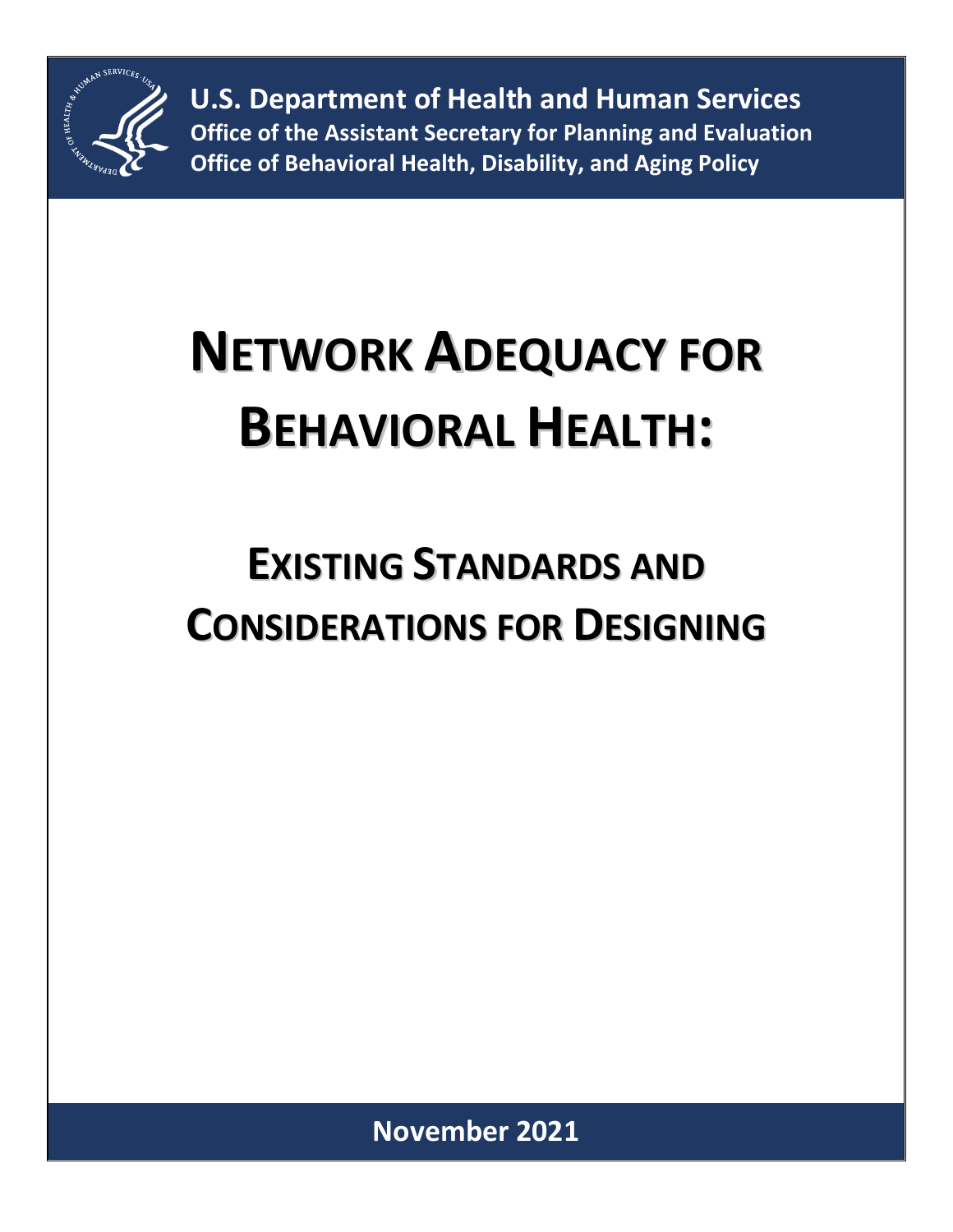**U.S. Department of Health and Human Services**
**Office of the Assistant Secretary for Planning and Evaluation**
**Office of Behavioral Health, Disability, and Aging Policy**

# NETWORK ADEQUACY FOR BEHAVIORAL HEALTH:

## EXISTING STANDARDS AND CONSIDERATIONS FOR DESIGNING

**November 2021**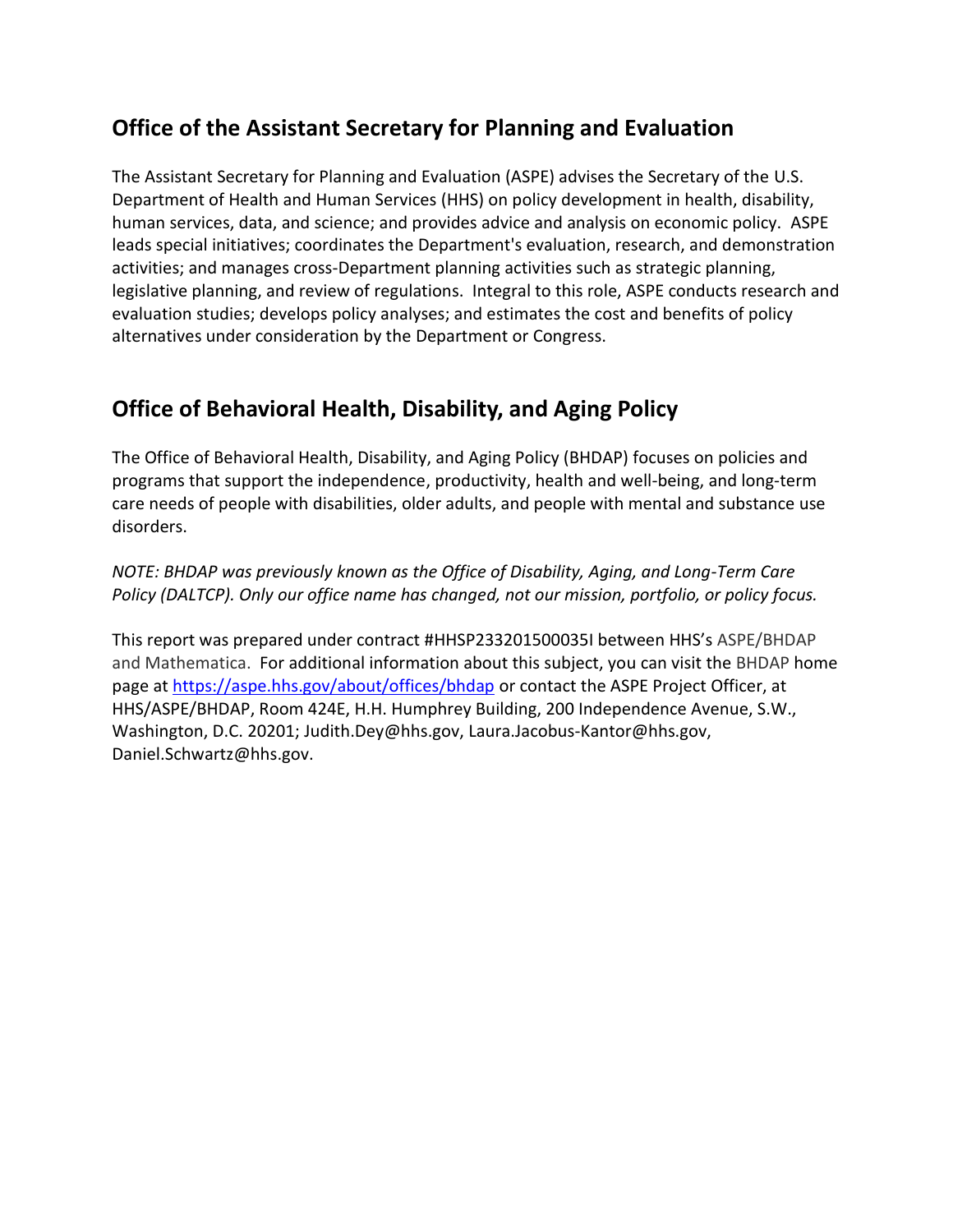## Office of the Assistant Secretary for Planning and Evaluation

The Assistant Secretary for Planning and Evaluation (ASPE) advises the Secretary of the U.S. Department of Health and Human Services (HHS) on policy development in health, disability, human services, data, and science; and provides advice and analysis on economic policy. ASPE leads special initiatives; coordinates the Department's evaluation, research, and demonstration activities; and manages cross-Department planning activities such as strategic planning, legislative planning, and review of regulations. Integral to this role, ASPE conducts research and evaluation studies; develops policy analyses; and estimates the cost and benefits of policy alternatives under consideration by the Department or Congress.

## Office of Behavioral Health, Disability, and Aging Policy

The Office of Behavioral Health, Disability, and Aging Policy (BHDAP) focuses on policies and programs that support the independence, productivity, health and well-being, and long-term care needs of people with disabilities, older adults, and people with mental and substance use disorders.

*NOTE: BHDAP was previously known as the Office of Disability, Aging, and Long-Term Care Policy (DALTCP). Only our office name has changed, not our mission, portfolio, or policy focus.*

This report was prepared under contract #HHSP233201500035I between HHS's ASPE/BHDAP and Mathematica. For additional information about this subject, you can visit the BHDAP home page at https://aspe.hhs.gov/about/offices/bhdap or contact the ASPE Project Officer, at HHS/ASPE/BHDAP, Room 424E, H.H. Humphrey Building, 200 Independence Avenue, S.W., Washington, D.C. 20201; Judith.Dey@hhs.gov, Laura.Jacobus-Kantor@hhs.gov, Daniel.Schwartz@hhs.gov.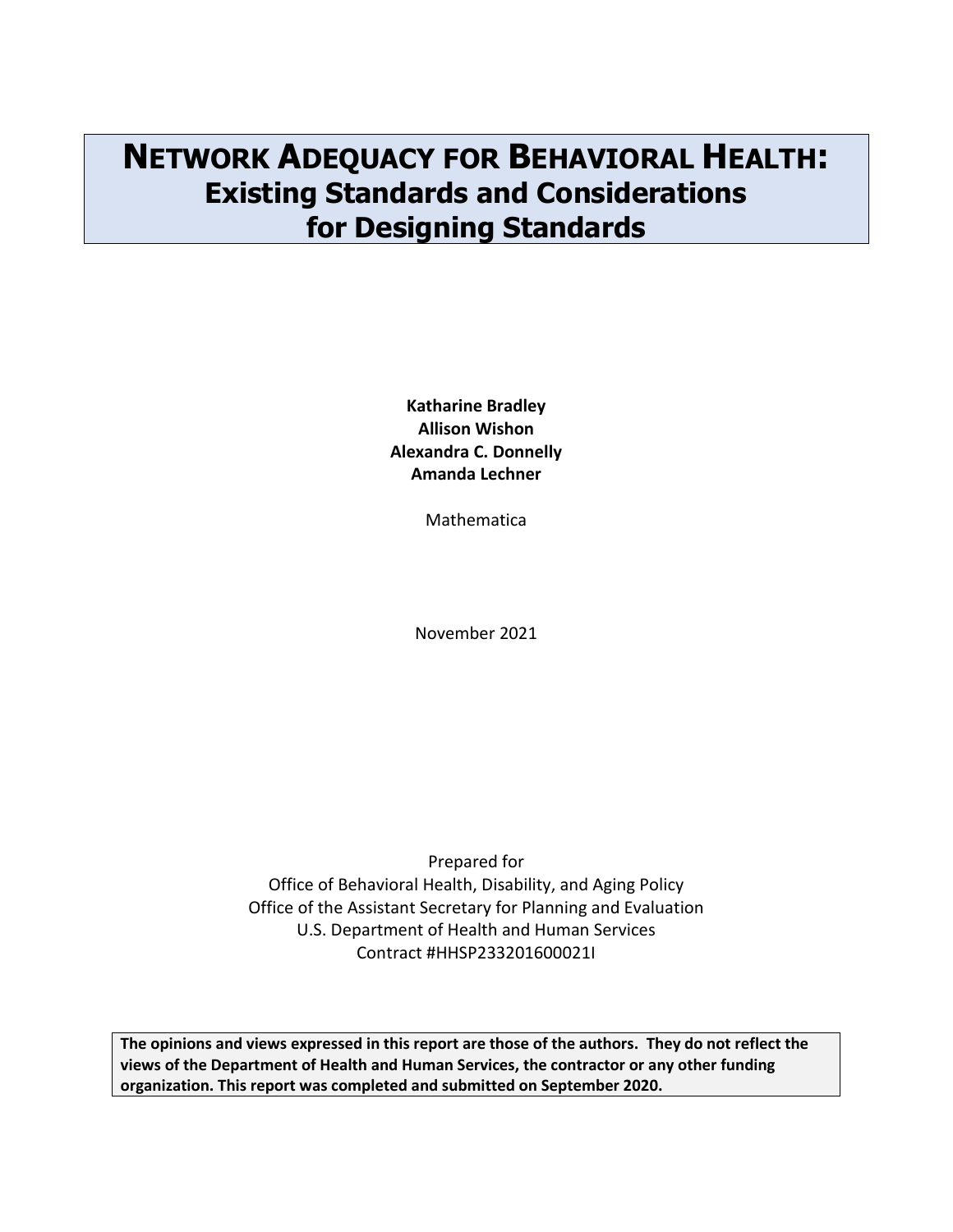# NETWORK ADEQUACY FOR BEHAVIORAL HEALTH: Existing Standards and Considerations for Designing Standards

**Katharine Bradley**
**Allison Wishon**
**Alexandra C. Donnelly**
**Amanda Lechner**

Mathematica

November 2021

Prepared for
Office of Behavioral Health, Disability, and Aging Policy
Office of the Assistant Secretary for Planning and Evaluation
U.S. Department of Health and Human Services
Contract #HHSP233201600021I

**The opinions and views expressed in this report are those of the authors. They do not reflect the views of the Department of Health and Human Services, the contractor or any other funding organization. This report was completed and submitted on September 2020.**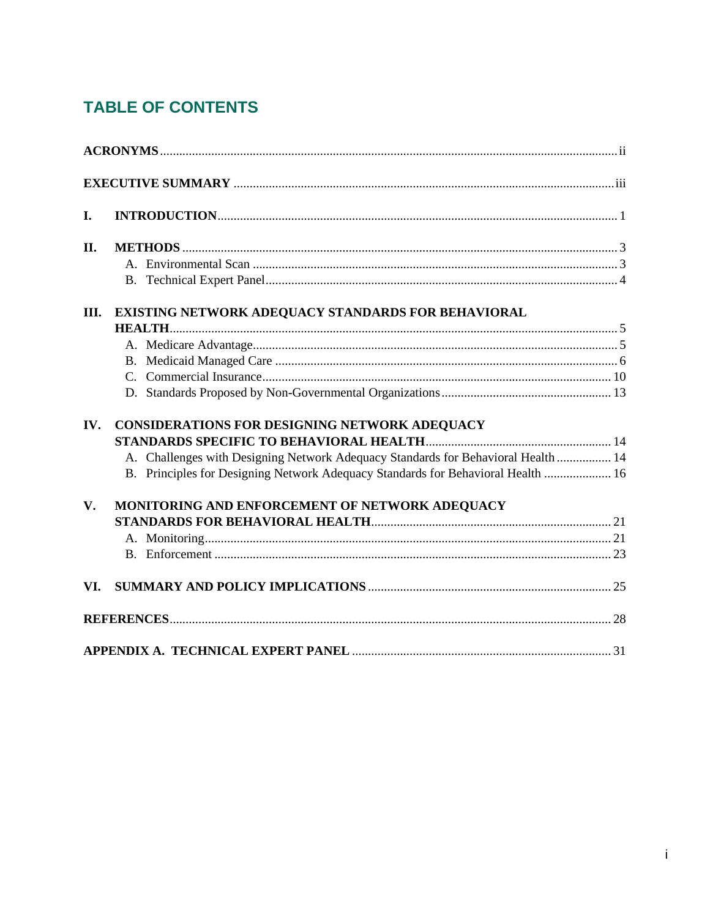# TABLE OF CONTENTS

**ACRONYMS** .......... ii

**EXECUTIVE SUMMARY** .......... iii

**I. INTRODUCTION** .......... 1

**II. METHODS** .......... 3
- A. Environmental Scan .......... 3
- B. Technical Expert Panel .......... 4

**III. EXISTING NETWORK ADEQUACY STANDARDS FOR BEHAVIORAL HEALTH** .......... 5
- A. Medicare Advantage .......... 5
- B. Medicaid Managed Care .......... 6
- C. Commercial Insurance .......... 10
- D. Standards Proposed by Non-Governmental Organizations .......... 13

**IV. CONSIDERATIONS FOR DESIGNING NETWORK ADEQUACY STANDARDS SPECIFIC TO BEHAVIORAL HEALTH** .......... 14
- A. Challenges with Designing Network Adequacy Standards for Behavioral Health .......... 14
- B. Principles for Designing Network Adequacy Standards for Behavioral Health .......... 16

**V. MONITORING AND ENFORCEMENT OF NETWORK ADEQUACY STANDARDS FOR BEHAVIORAL HEALTH** .......... 21
- A. Monitoring .......... 21
- B. Enforcement .......... 23

**VI. SUMMARY AND POLICY IMPLICATIONS** .......... 25

**REFERENCES** .......... 28

**APPENDIX A. TECHNICAL EXPERT PANEL** .......... 31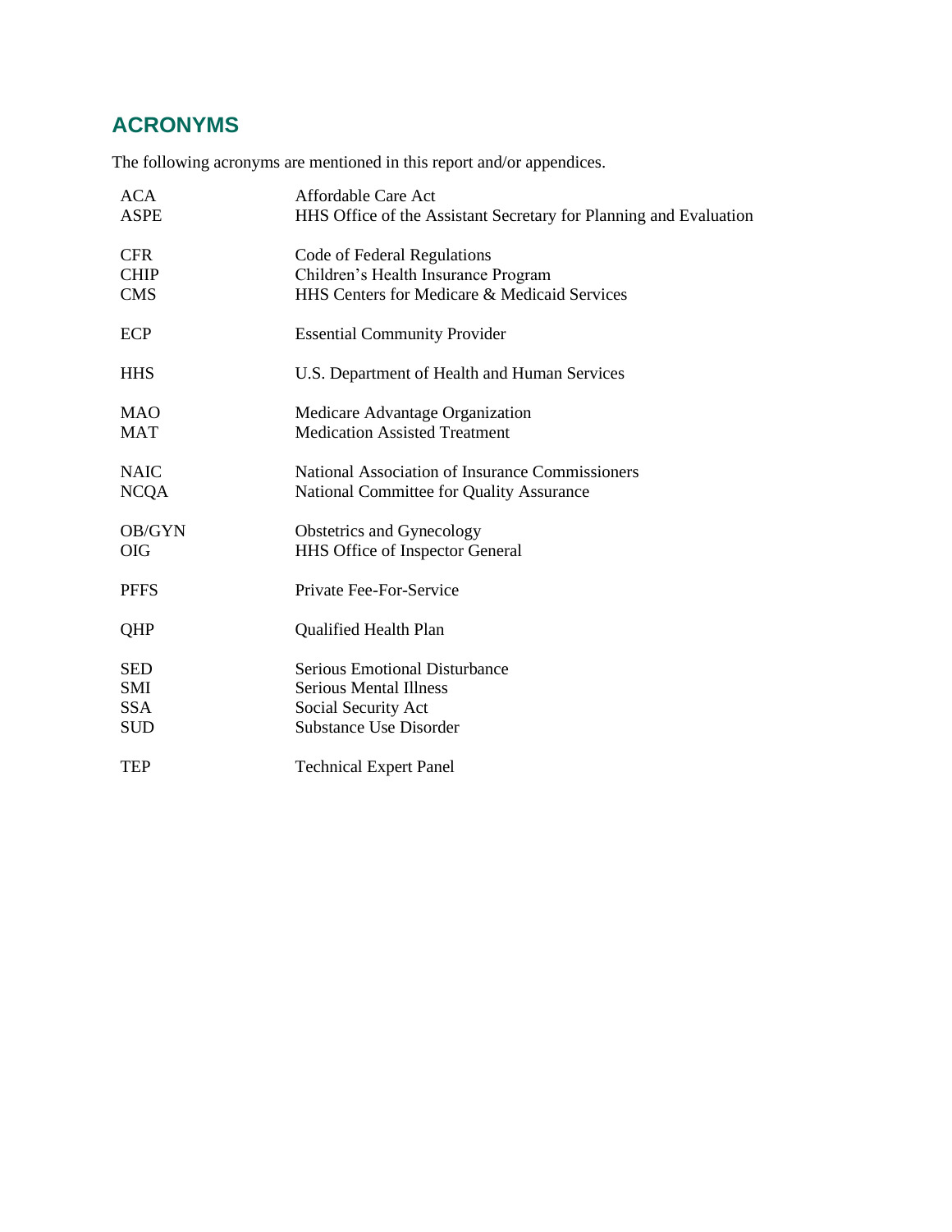## ACRONYMS

The following acronyms are mentioned in this report and/or appendices.

| | |
|---|---|
| ACA | Affordable Care Act |
| ASPE | HHS Office of the Assistant Secretary for Planning and Evaluation |
| CFR | Code of Federal Regulations |
| CHIP | Children's Health Insurance Program |
| CMS | HHS Centers for Medicare & Medicaid Services |
| ECP | Essential Community Provider |
| HHS | U.S. Department of Health and Human Services |
| MAO | Medicare Advantage Organization |
| MAT | Medication Assisted Treatment |
| NAIC | National Association of Insurance Commissioners |
| NCQA | National Committee for Quality Assurance |
| OB/GYN | Obstetrics and Gynecology |
| OIG | HHS Office of Inspector General |
| PFFS | Private Fee-For-Service |
| QHP | Qualified Health Plan |
| SED | Serious Emotional Disturbance |
| SMI | Serious Mental Illness |
| SSA | Social Security Act |
| SUD | Substance Use Disorder |
| TEP | Technical Expert Panel |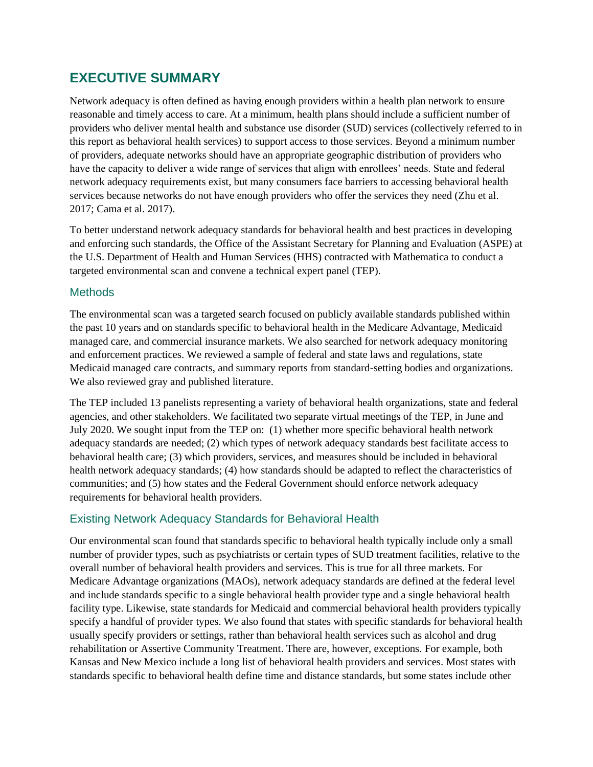# EXECUTIVE SUMMARY

Network adequacy is often defined as having enough providers within a health plan network to ensure reasonable and timely access to care. At a minimum, health plans should include a sufficient number of providers who deliver mental health and substance use disorder (SUD) services (collectively referred to in this report as behavioral health services) to support access to those services. Beyond a minimum number of providers, adequate networks should have an appropriate geographic distribution of providers who have the capacity to deliver a wide range of services that align with enrollees' needs. State and federal network adequacy requirements exist, but many consumers face barriers to accessing behavioral health services because networks do not have enough providers who offer the services they need (Zhu et al. 2017; Cama et al. 2017).

To better understand network adequacy standards for behavioral health and best practices in developing and enforcing such standards, the Office of the Assistant Secretary for Planning and Evaluation (ASPE) at the U.S. Department of Health and Human Services (HHS) contracted with Mathematica to conduct a targeted environmental scan and convene a technical expert panel (TEP).

## Methods

The environmental scan was a targeted search focused on publicly available standards published within the past 10 years and on standards specific to behavioral health in the Medicare Advantage, Medicaid managed care, and commercial insurance markets. We also searched for network adequacy monitoring and enforcement practices. We reviewed a sample of federal and state laws and regulations, state Medicaid managed care contracts, and summary reports from standard-setting bodies and organizations. We also reviewed gray and published literature.

The TEP included 13 panelists representing a variety of behavioral health organizations, state and federal agencies, and other stakeholders. We facilitated two separate virtual meetings of the TEP, in June and July 2020. We sought input from the TEP on: (1) whether more specific behavioral health network adequacy standards are needed; (2) which types of network adequacy standards best facilitate access to behavioral health care; (3) which providers, services, and measures should be included in behavioral health network adequacy standards; (4) how standards should be adapted to reflect the characteristics of communities; and (5) how states and the Federal Government should enforce network adequacy requirements for behavioral health providers.

## Existing Network Adequacy Standards for Behavioral Health

Our environmental scan found that standards specific to behavioral health typically include only a small number of provider types, such as psychiatrists or certain types of SUD treatment facilities, relative to the overall number of behavioral health providers and services. This is true for all three markets. For Medicare Advantage organizations (MAOs), network adequacy standards are defined at the federal level and include standards specific to a single behavioral health provider type and a single behavioral health facility type. Likewise, state standards for Medicaid and commercial behavioral health providers typically specify a handful of provider types. We also found that states with specific standards for behavioral health usually specify providers or settings, rather than behavioral health services such as alcohol and drug rehabilitation or Assertive Community Treatment. There are, however, exceptions. For example, both Kansas and New Mexico include a long list of behavioral health providers and services. Most states with standards specific to behavioral health define time and distance standards, but some states include other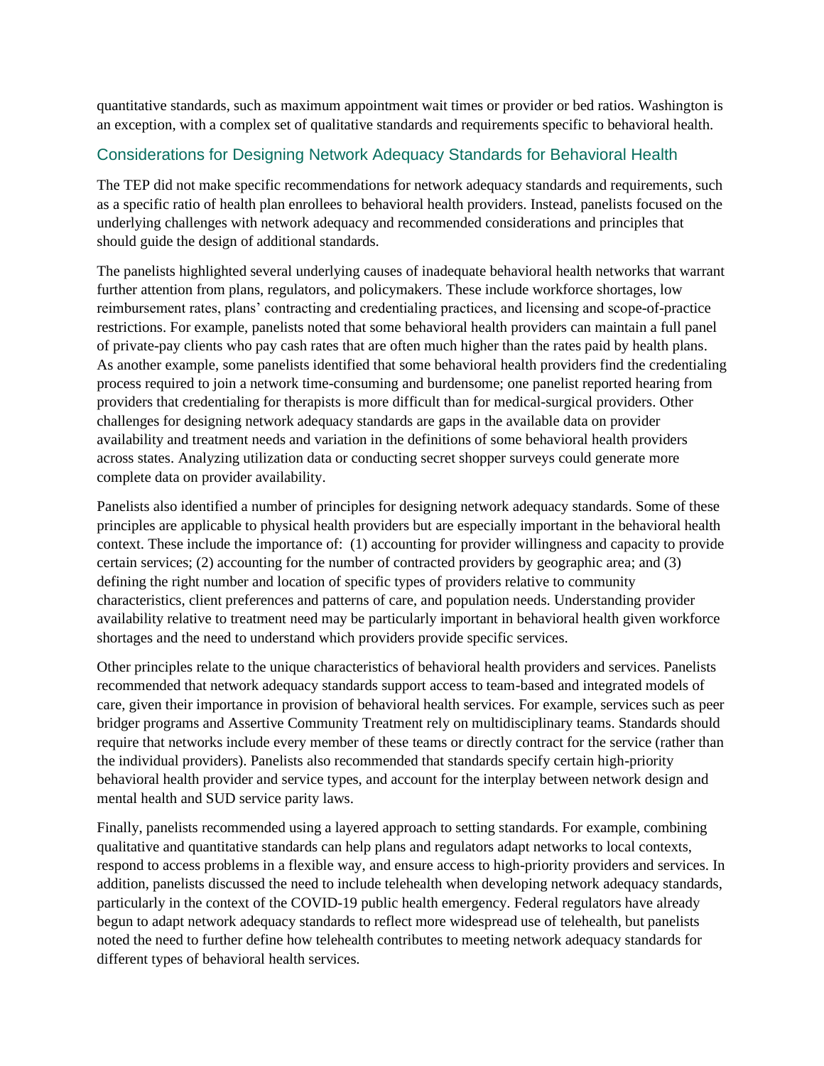quantitative standards, such as maximum appointment wait times or provider or bed ratios. Washington is an exception, with a complex set of qualitative standards and requirements specific to behavioral health.

## Considerations for Designing Network Adequacy Standards for Behavioral Health

The TEP did not make specific recommendations for network adequacy standards and requirements, such as a specific ratio of health plan enrollees to behavioral health providers. Instead, panelists focused on the underlying challenges with network adequacy and recommended considerations and principles that should guide the design of additional standards.

The panelists highlighted several underlying causes of inadequate behavioral health networks that warrant further attention from plans, regulators, and policymakers. These include workforce shortages, low reimbursement rates, plans' contracting and credentialing practices, and licensing and scope-of-practice restrictions. For example, panelists noted that some behavioral health providers can maintain a full panel of private-pay clients who pay cash rates that are often much higher than the rates paid by health plans. As another example, some panelists identified that some behavioral health providers find the credentialing process required to join a network time-consuming and burdensome; one panelist reported hearing from providers that credentialing for therapists is more difficult than for medical-surgical providers. Other challenges for designing network adequacy standards are gaps in the available data on provider availability and treatment needs and variation in the definitions of some behavioral health providers across states. Analyzing utilization data or conducting secret shopper surveys could generate more complete data on provider availability.

Panelists also identified a number of principles for designing network adequacy standards. Some of these principles are applicable to physical health providers but are especially important in the behavioral health context. These include the importance of: (1) accounting for provider willingness and capacity to provide certain services; (2) accounting for the number of contracted providers by geographic area; and (3) defining the right number and location of specific types of providers relative to community characteristics, client preferences and patterns of care, and population needs. Understanding provider availability relative to treatment need may be particularly important in behavioral health given workforce shortages and the need to understand which providers provide specific services.

Other principles relate to the unique characteristics of behavioral health providers and services. Panelists recommended that network adequacy standards support access to team-based and integrated models of care, given their importance in provision of behavioral health services. For example, services such as peer bridger programs and Assertive Community Treatment rely on multidisciplinary teams. Standards should require that networks include every member of these teams or directly contract for the service (rather than the individual providers). Panelists also recommended that standards specify certain high-priority behavioral health provider and service types, and account for the interplay between network design and mental health and SUD service parity laws.

Finally, panelists recommended using a layered approach to setting standards. For example, combining qualitative and quantitative standards can help plans and regulators adapt networks to local contexts, respond to access problems in a flexible way, and ensure access to high-priority providers and services. In addition, panelists discussed the need to include telehealth when developing network adequacy standards, particularly in the context of the COVID-19 public health emergency. Federal regulators have already begun to adapt network adequacy standards to reflect more widespread use of telehealth, but panelists noted the need to further define how telehealth contributes to meeting network adequacy standards for different types of behavioral health services.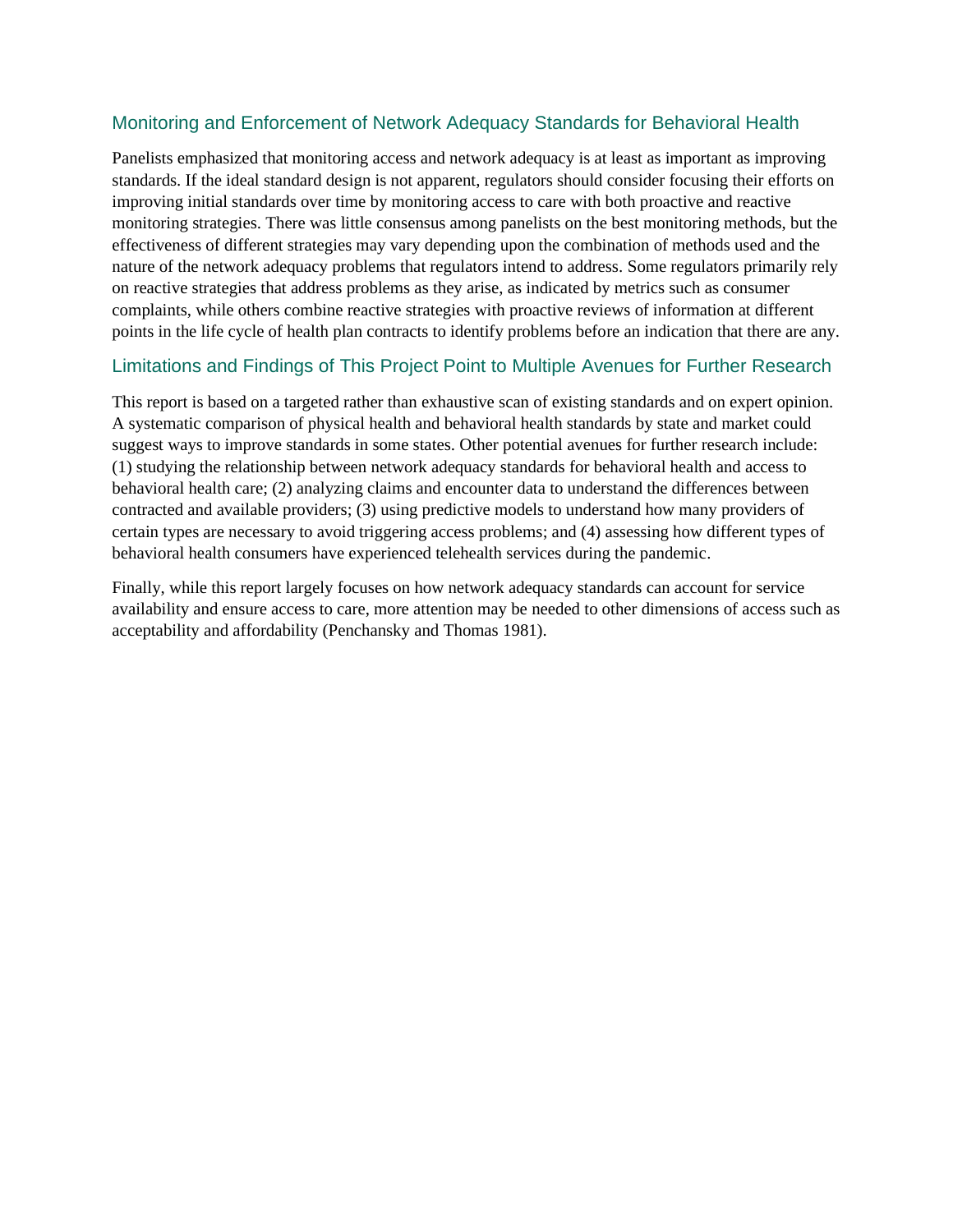### Monitoring and Enforcement of Network Adequacy Standards for Behavioral Health

Panelists emphasized that monitoring access and network adequacy is at least as important as improving standards. If the ideal standard design is not apparent, regulators should consider focusing their efforts on improving initial standards over time by monitoring access to care with both proactive and reactive monitoring strategies. There was little consensus among panelists on the best monitoring methods, but the effectiveness of different strategies may vary depending upon the combination of methods used and the nature of the network adequacy problems that regulators intend to address. Some regulators primarily rely on reactive strategies that address problems as they arise, as indicated by metrics such as consumer complaints, while others combine reactive strategies with proactive reviews of information at different points in the life cycle of health plan contracts to identify problems before an indication that there are any.

### Limitations and Findings of This Project Point to Multiple Avenues for Further Research

This report is based on a targeted rather than exhaustive scan of existing standards and on expert opinion. A systematic comparison of physical health and behavioral health standards by state and market could suggest ways to improve standards in some states. Other potential avenues for further research include: (1) studying the relationship between network adequacy standards for behavioral health and access to behavioral health care; (2) analyzing claims and encounter data to understand the differences between contracted and available providers; (3) using predictive models to understand how many providers of certain types are necessary to avoid triggering access problems; and (4) assessing how different types of behavioral health consumers have experienced telehealth services during the pandemic.

Finally, while this report largely focuses on how network adequacy standards can account for service availability and ensure access to care, more attention may be needed to other dimensions of access such as acceptability and affordability (Penchansky and Thomas 1981).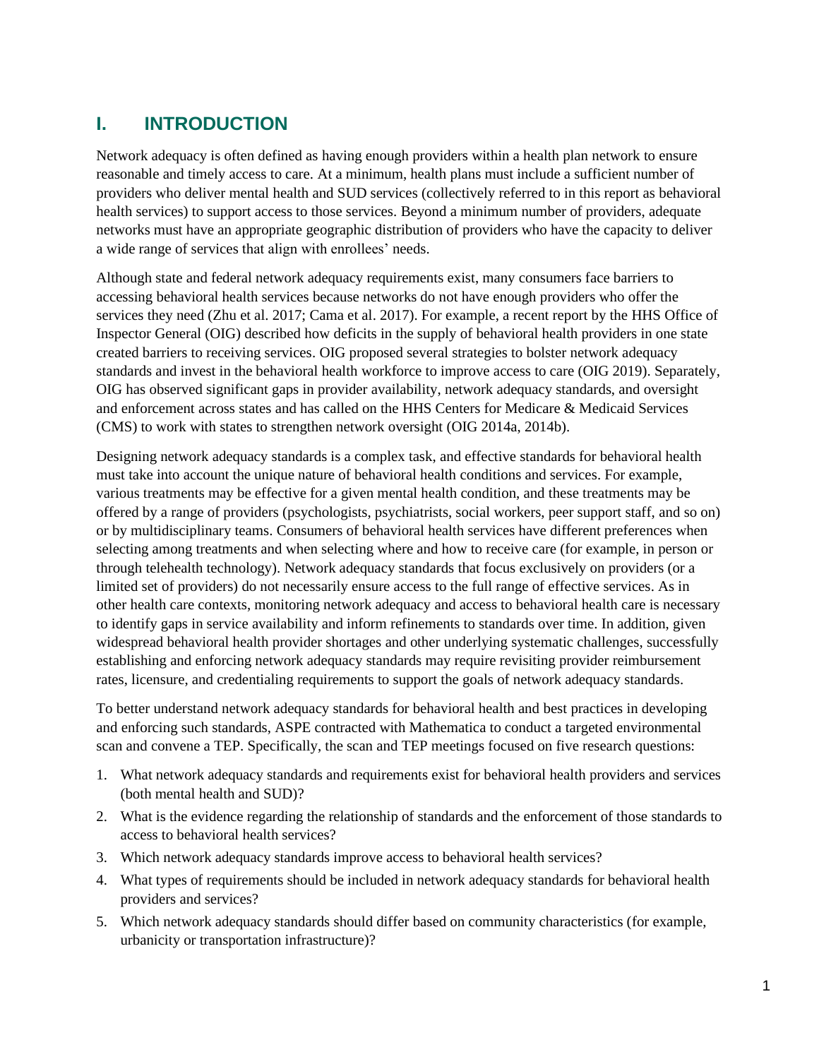# I. INTRODUCTION

Network adequacy is often defined as having enough providers within a health plan network to ensure reasonable and timely access to care. At a minimum, health plans must include a sufficient number of providers who deliver mental health and SUD services (collectively referred to in this report as behavioral health services) to support access to those services. Beyond a minimum number of providers, adequate networks must have an appropriate geographic distribution of providers who have the capacity to deliver a wide range of services that align with enrollees' needs.

Although state and federal network adequacy requirements exist, many consumers face barriers to accessing behavioral health services because networks do not have enough providers who offer the services they need (Zhu et al. 2017; Cama et al. 2017). For example, a recent report by the HHS Office of Inspector General (OIG) described how deficits in the supply of behavioral health providers in one state created barriers to receiving services. OIG proposed several strategies to bolster network adequacy standards and invest in the behavioral health workforce to improve access to care (OIG 2019). Separately, OIG has observed significant gaps in provider availability, network adequacy standards, and oversight and enforcement across states and has called on the HHS Centers for Medicare & Medicaid Services (CMS) to work with states to strengthen network oversight (OIG 2014a, 2014b).

Designing network adequacy standards is a complex task, and effective standards for behavioral health must take into account the unique nature of behavioral health conditions and services. For example, various treatments may be effective for a given mental health condition, and these treatments may be offered by a range of providers (psychologists, psychiatrists, social workers, peer support staff, and so on) or by multidisciplinary teams. Consumers of behavioral health services have different preferences when selecting among treatments and when selecting where and how to receive care (for example, in person or through telehealth technology). Network adequacy standards that focus exclusively on providers (or a limited set of providers) do not necessarily ensure access to the full range of effective services. As in other health care contexts, monitoring network adequacy and access to behavioral health care is necessary to identify gaps in service availability and inform refinements to standards over time. In addition, given widespread behavioral health provider shortages and other underlying systematic challenges, successfully establishing and enforcing network adequacy standards may require revisiting provider reimbursement rates, licensure, and credentialing requirements to support the goals of network adequacy standards.

To better understand network adequacy standards for behavioral health and best practices in developing and enforcing such standards, ASPE contracted with Mathematica to conduct a targeted environmental scan and convene a TEP. Specifically, the scan and TEP meetings focused on five research questions:

1. What network adequacy standards and requirements exist for behavioral health providers and services (both mental health and SUD)?
2. What is the evidence regarding the relationship of standards and the enforcement of those standards to access to behavioral health services?
3. Which network adequacy standards improve access to behavioral health services?
4. What types of requirements should be included in network adequacy standards for behavioral health providers and services?
5. Which network adequacy standards should differ based on community characteristics (for example, urbanicity or transportation infrastructure)?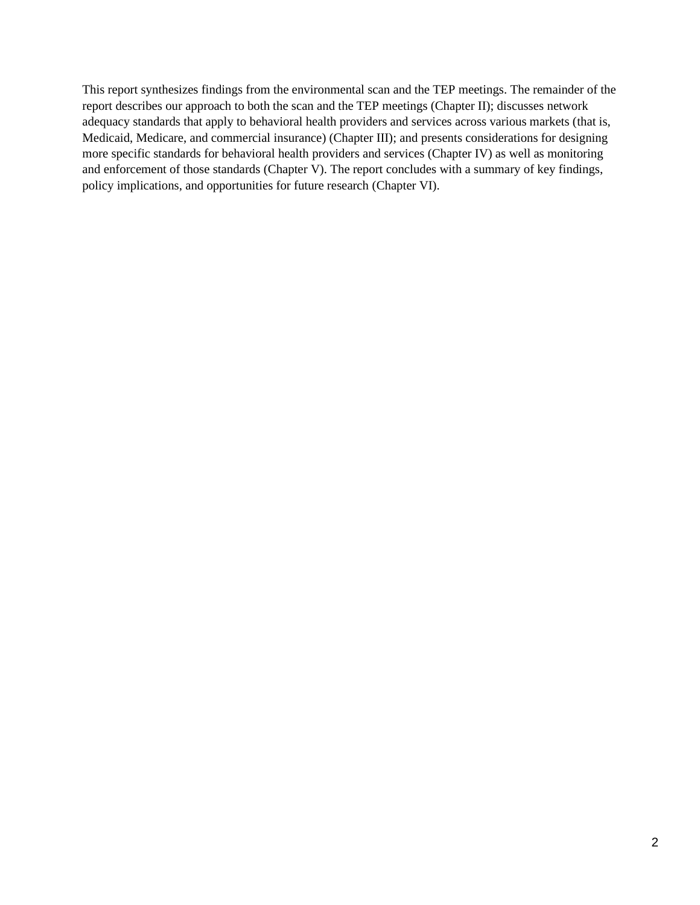This report synthesizes findings from the environmental scan and the TEP meetings. The remainder of the report describes our approach to both the scan and the TEP meetings (Chapter II); discusses network adequacy standards that apply to behavioral health providers and services across various markets (that is, Medicaid, Medicare, and commercial insurance) (Chapter III); and presents considerations for designing more specific standards for behavioral health providers and services (Chapter IV) as well as monitoring and enforcement of those standards (Chapter V). The report concludes with a summary of key findings, policy implications, and opportunities for future research (Chapter VI).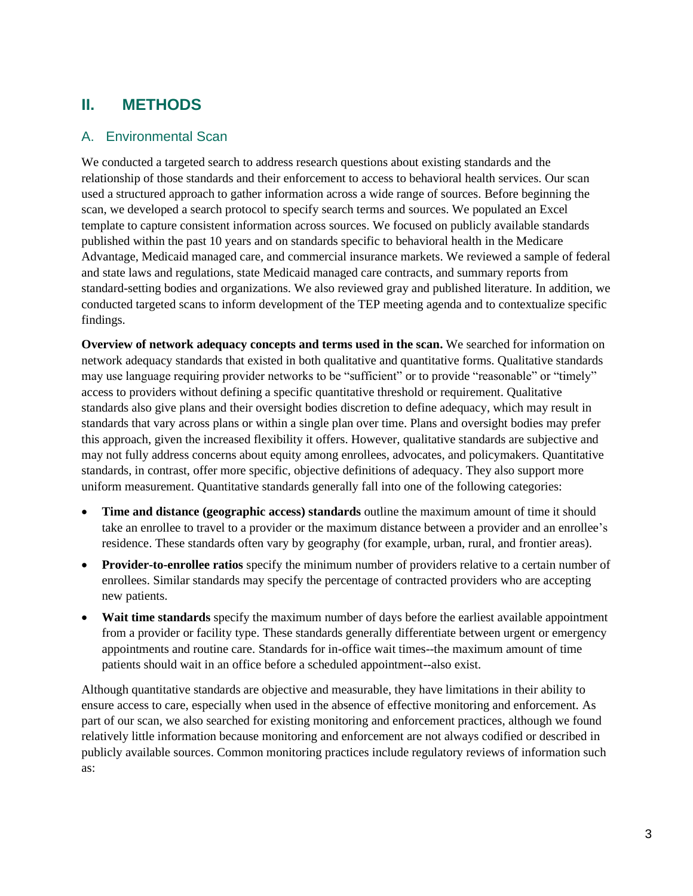## II. METHODS

### A. Environmental Scan

We conducted a targeted search to address research questions about existing standards and the relationship of those standards and their enforcement to access to behavioral health services. Our scan used a structured approach to gather information across a wide range of sources. Before beginning the scan, we developed a search protocol to specify search terms and sources. We populated an Excel template to capture consistent information across sources. We focused on publicly available standards published within the past 10 years and on standards specific to behavioral health in the Medicare Advantage, Medicaid managed care, and commercial insurance markets. We reviewed a sample of federal and state laws and regulations, state Medicaid managed care contracts, and summary reports from standard-setting bodies and organizations. We also reviewed gray and published literature. In addition, we conducted targeted scans to inform development of the TEP meeting agenda and to contextualize specific findings.

**Overview of network adequacy concepts and terms used in the scan.** We searched for information on network adequacy standards that existed in both qualitative and quantitative forms. Qualitative standards may use language requiring provider networks to be "sufficient" or to provide "reasonable" or "timely" access to providers without defining a specific quantitative threshold or requirement. Qualitative standards also give plans and their oversight bodies discretion to define adequacy, which may result in standards that vary across plans or within a single plan over time. Plans and oversight bodies may prefer this approach, given the increased flexibility it offers. However, qualitative standards are subjective and may not fully address concerns about equity among enrollees, advocates, and policymakers. Quantitative standards, in contrast, offer more specific, objective definitions of adequacy. They also support more uniform measurement. Quantitative standards generally fall into one of the following categories:

- **Time and distance (geographic access) standards** outline the maximum amount of time it should take an enrollee to travel to a provider or the maximum distance between a provider and an enrollee's residence. These standards often vary by geography (for example, urban, rural, and frontier areas).
- **Provider-to-enrollee ratios** specify the minimum number of providers relative to a certain number of enrollees. Similar standards may specify the percentage of contracted providers who are accepting new patients.
- **Wait time standards** specify the maximum number of days before the earliest available appointment from a provider or facility type. These standards generally differentiate between urgent or emergency appointments and routine care. Standards for in-office wait times--the maximum amount of time patients should wait in an office before a scheduled appointment--also exist.

Although quantitative standards are objective and measurable, they have limitations in their ability to ensure access to care, especially when used in the absence of effective monitoring and enforcement. As part of our scan, we also searched for existing monitoring and enforcement practices, although we found relatively little information because monitoring and enforcement are not always codified or described in publicly available sources. Common monitoring practices include regulatory reviews of information such as: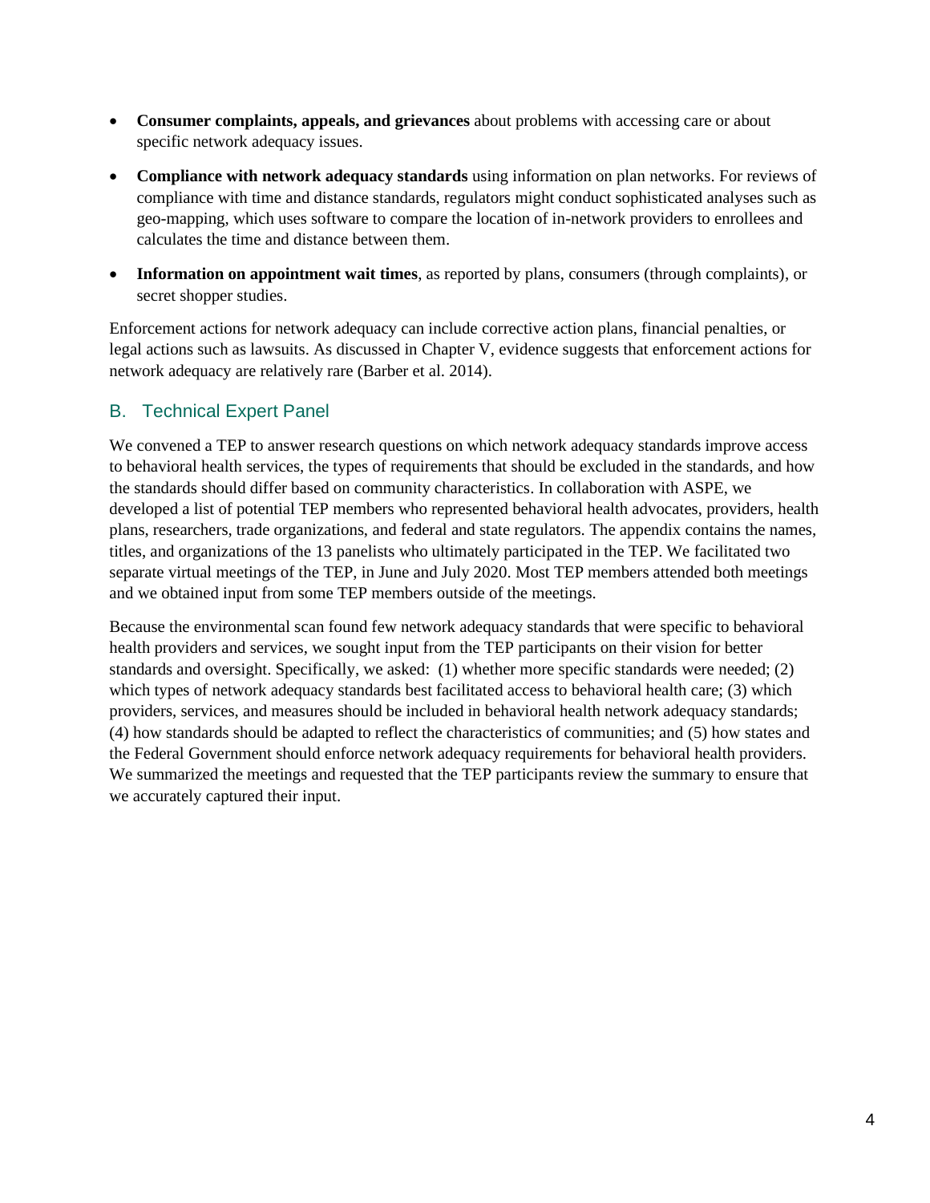- **Consumer complaints, appeals, and grievances** about problems with accessing care or about specific network adequacy issues.
- **Compliance with network adequacy standards** using information on plan networks. For reviews of compliance with time and distance standards, regulators might conduct sophisticated analyses such as geo-mapping, which uses software to compare the location of in-network providers to enrollees and calculates the time and distance between them.
- **Information on appointment wait times**, as reported by plans, consumers (through complaints), or secret shopper studies.

Enforcement actions for network adequacy can include corrective action plans, financial penalties, or legal actions such as lawsuits. As discussed in Chapter V, evidence suggests that enforcement actions for network adequacy are relatively rare (Barber et al. 2014).

## B. Technical Expert Panel

We convened a TEP to answer research questions on which network adequacy standards improve access to behavioral health services, the types of requirements that should be excluded in the standards, and how the standards should differ based on community characteristics. In collaboration with ASPE, we developed a list of potential TEP members who represented behavioral health advocates, providers, health plans, researchers, trade organizations, and federal and state regulators. The appendix contains the names, titles, and organizations of the 13 panelists who ultimately participated in the TEP. We facilitated two separate virtual meetings of the TEP, in June and July 2020. Most TEP members attended both meetings and we obtained input from some TEP members outside of the meetings.

Because the environmental scan found few network adequacy standards that were specific to behavioral health providers and services, we sought input from the TEP participants on their vision for better standards and oversight. Specifically, we asked: (1) whether more specific standards were needed; (2) which types of network adequacy standards best facilitated access to behavioral health care; (3) which providers, services, and measures should be included in behavioral health network adequacy standards; (4) how standards should be adapted to reflect the characteristics of communities; and (5) how states and the Federal Government should enforce network adequacy requirements for behavioral health providers. We summarized the meetings and requested that the TEP participants review the summary to ensure that we accurately captured their input.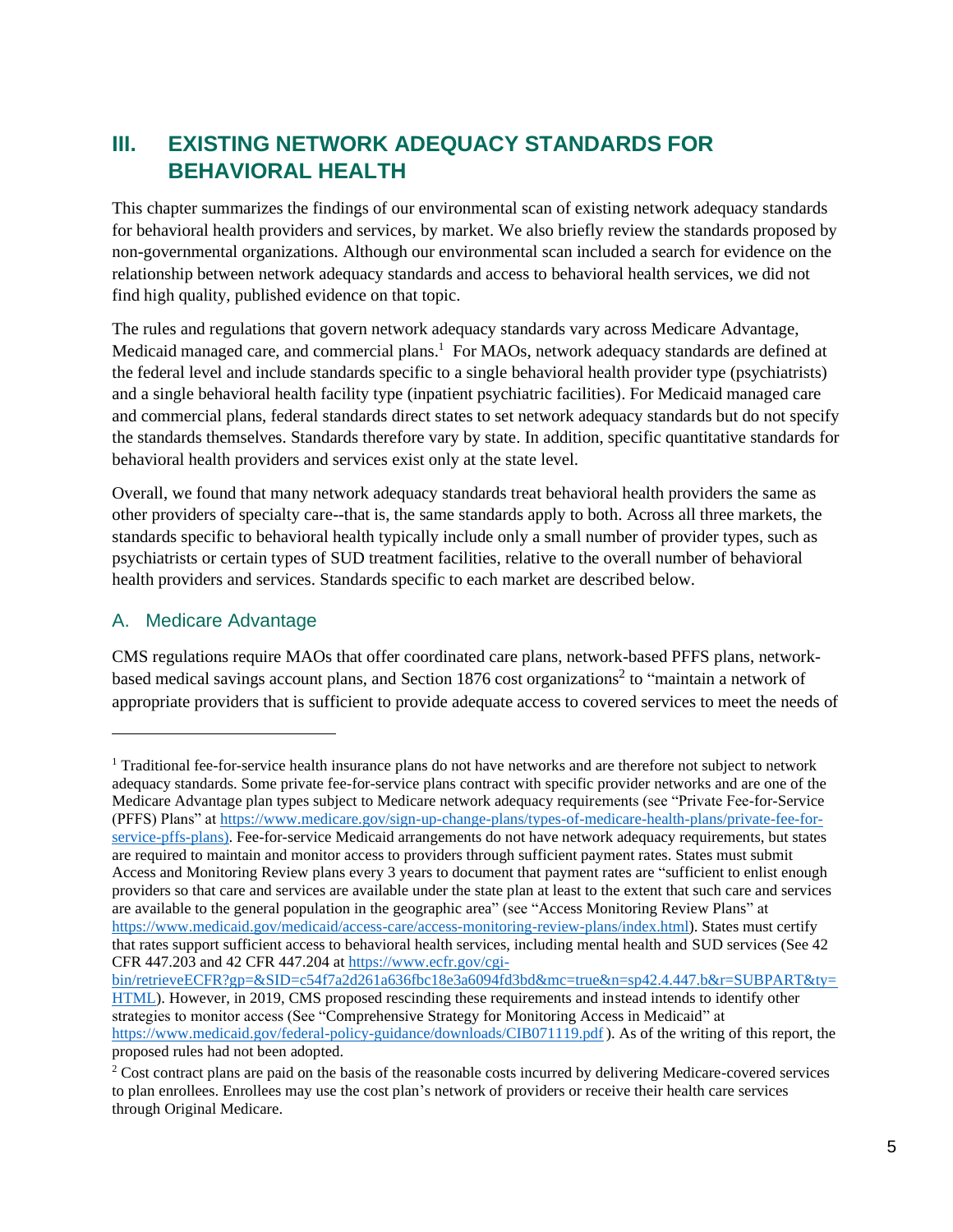## III. EXISTING NETWORK ADEQUACY STANDARDS FOR BEHAVIORAL HEALTH

This chapter summarizes the findings of our environmental scan of existing network adequacy standards for behavioral health providers and services, by market. We also briefly review the standards proposed by non-governmental organizations. Although our environmental scan included a search for evidence on the relationship between network adequacy standards and access to behavioral health services, we did not find high quality, published evidence on that topic.

The rules and regulations that govern network adequacy standards vary across Medicare Advantage, Medicaid managed care, and commercial plans.[1] For MAOs, network adequacy standards are defined at the federal level and include standards specific to a single behavioral health provider type (psychiatrists) and a single behavioral health facility type (inpatient psychiatric facilities). For Medicaid managed care and commercial plans, federal standards direct states to set network adequacy standards but do not specify the standards themselves. Standards therefore vary by state. In addition, specific quantitative standards for behavioral health providers and services exist only at the state level.

Overall, we found that many network adequacy standards treat behavioral health providers the same as other providers of specialty care--that is, the same standards apply to both. Across all three markets, the standards specific to behavioral health typically include only a small number of provider types, such as psychiatrists or certain types of SUD treatment facilities, relative to the overall number of behavioral health providers and services. Standards specific to each market are described below.

### A. Medicare Advantage

CMS regulations require MAOs that offer coordinated care plans, network-based PFFS plans, network-based medical savings account plans, and Section 1876 cost organizations[2] to "maintain a network of appropriate providers that is sufficient to provide adequate access to covered services to meet the needs of

---

[1] Traditional fee-for-service health insurance plans do not have networks and are therefore not subject to network adequacy standards. Some private fee-for-service plans contract with specific provider networks and are one of the Medicare Advantage plan types subject to Medicare network adequacy requirements (see "Private Fee-for-Service (PFFS) Plans" at https://www.medicare.gov/sign-up-change-plans/types-of-medicare-health-plans/private-fee-for-service-pffs-plans). Fee-for-service Medicaid arrangements do not have network adequacy requirements, but states are required to maintain and monitor access to providers through sufficient payment rates. States must submit Access and Monitoring Review plans every 3 years to document that payment rates are "sufficient to enlist enough providers so that care and services are available under the state plan at least to the extent that such care and services are available to the general population in the geographic area" (see "Access Monitoring Review Plans" at https://www.medicaid.gov/medicaid/access-care/access-monitoring-review-plans/index.html). States must certify that rates support sufficient access to behavioral health services, including mental health and SUD services (See 42 CFR 447.203 and 42 CFR 447.204 at https://www.ecfr.gov/cgi-bin/retrieveECFR?gp=&SID=c54f7a2d261a636fbc18e3a6094fd3bd&mc=true&n=sp42.4.447.b&r=SUBPART&ty=HTML). However, in 2019, CMS proposed rescinding these requirements and instead intends to identify other strategies to monitor access (See "Comprehensive Strategy for Monitoring Access in Medicaid" at https://www.medicaid.gov/federal-policy-guidance/downloads/CIB071119.pdf ). As of the writing of this report, the proposed rules had not been adopted.

[2] Cost contract plans are paid on the basis of the reasonable costs incurred by delivering Medicare-covered services to plan enrollees. Enrollees may use the cost plan's network of providers or receive their health care services through Original Medicare.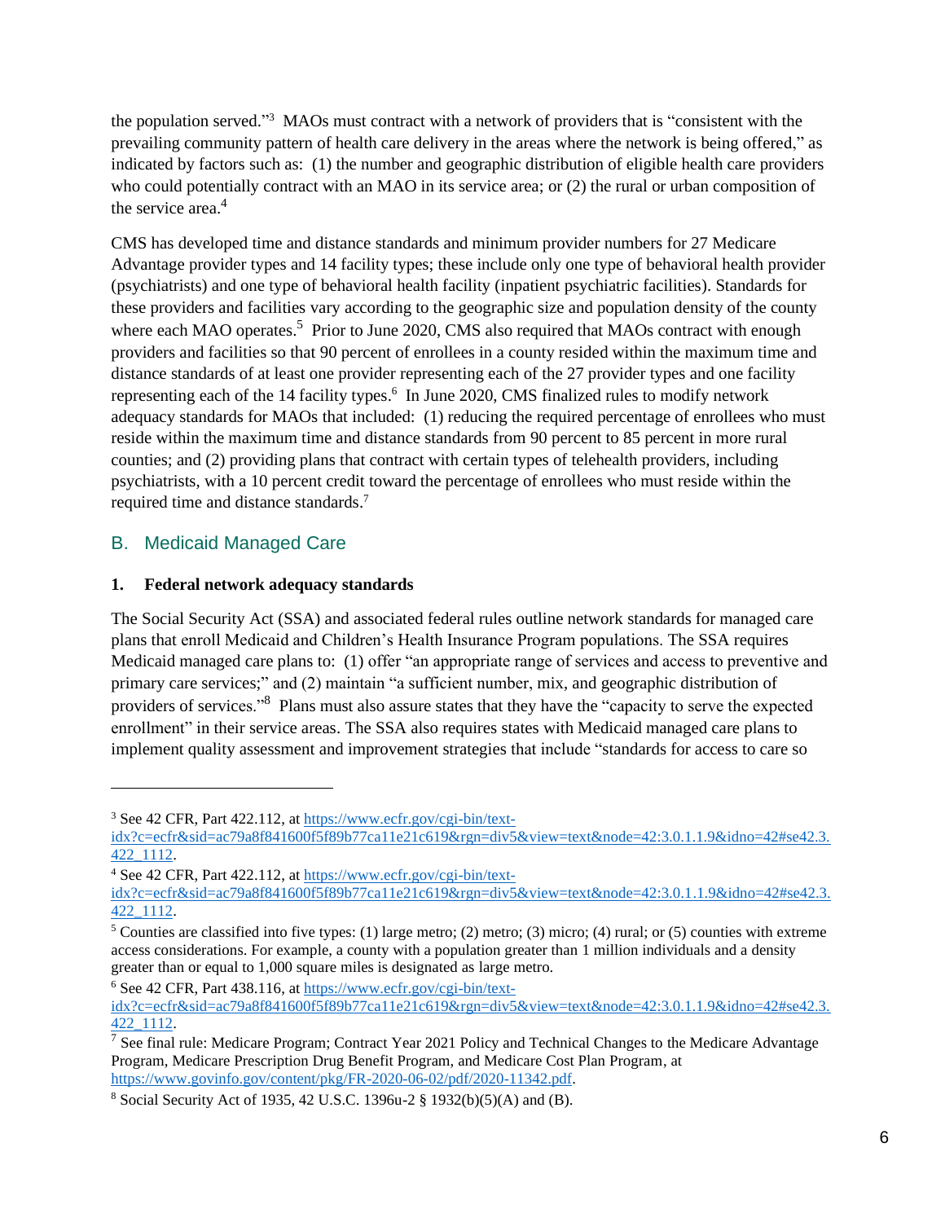the population served."[3] MAOs must contract with a network of providers that is "consistent with the prevailing community pattern of health care delivery in the areas where the network is being offered," as indicated by factors such as: (1) the number and geographic distribution of eligible health care providers who could potentially contract with an MAO in its service area; or (2) the rural or urban composition of the service area.[4]

CMS has developed time and distance standards and minimum provider numbers for 27 Medicare Advantage provider types and 14 facility types; these include only one type of behavioral health provider (psychiatrists) and one type of behavioral health facility (inpatient psychiatric facilities). Standards for these providers and facilities vary according to the geographic size and population density of the county where each MAO operates.[5] Prior to June 2020, CMS also required that MAOs contract with enough providers and facilities so that 90 percent of enrollees in a county resided within the maximum time and distance standards of at least one provider representing each of the 27 provider types and one facility representing each of the 14 facility types.[6] In June 2020, CMS finalized rules to modify network adequacy standards for MAOs that included: (1) reducing the required percentage of enrollees who must reside within the maximum time and distance standards from 90 percent to 85 percent in more rural counties; and (2) providing plans that contract with certain types of telehealth providers, including psychiatrists, with a 10 percent credit toward the percentage of enrollees who must reside within the required time and distance standards.[7]

## B. Medicaid Managed Care

### 1. Federal network adequacy standards

The Social Security Act (SSA) and associated federal rules outline network standards for managed care plans that enroll Medicaid and Children's Health Insurance Program populations. The SSA requires Medicaid managed care plans to: (1) offer "an appropriate range of services and access to preventive and primary care services;" and (2) maintain "a sufficient number, mix, and geographic distribution of providers of services."[8] Plans must also assure states that they have the "capacity to serve the expected enrollment" in their service areas. The SSA also requires states with Medicaid managed care plans to implement quality assessment and improvement strategies that include "standards for access to care so

---

[3] See 42 CFR, Part 422.112, at https://www.ecfr.gov/cgi-bin/text-idx?c=ecfr&sid=ac79a8f841600f5f89b77ca11e21c619&rgn=div5&view=text&node=42:3.0.1.1.9&idno=42#se42.3.422_1112.

[4] See 42 CFR, Part 422.112, at https://www.ecfr.gov/cgi-bin/text-idx?c=ecfr&sid=ac79a8f841600f5f89b77ca11e21c619&rgn=div5&view=text&node=42:3.0.1.1.9&idno=42#se42.3.422_1112.

[5] Counties are classified into five types: (1) large metro; (2) metro; (3) micro; (4) rural; or (5) counties with extreme access considerations. For example, a county with a population greater than 1 million individuals and a density greater than or equal to 1,000 square miles is designated as large metro.

[6] See 42 CFR, Part 438.116, at https://www.ecfr.gov/cgi-bin/text-idx?c=ecfr&sid=ac79a8f841600f5f89b77ca11e21c619&rgn=div5&view=text&node=42:3.0.1.1.9&idno=42#se42.3.422_1112.

[7] See final rule: Medicare Program; Contract Year 2021 Policy and Technical Changes to the Medicare Advantage Program, Medicare Prescription Drug Benefit Program, and Medicare Cost Plan Program, at https://www.govinfo.gov/content/pkg/FR-2020-06-02/pdf/2020-11342.pdf.

[8] Social Security Act of 1935, 42 U.S.C. 1396u-2 § 1932(b)(5)(A) and (B).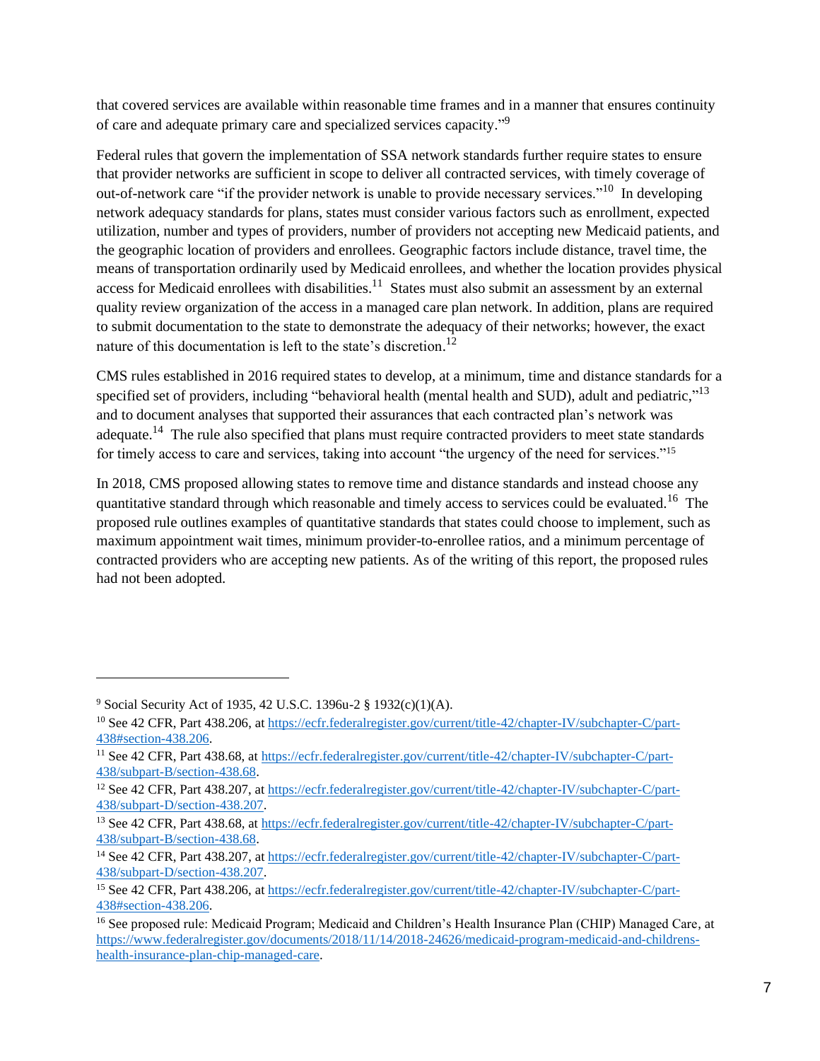that covered services are available within reasonable time frames and in a manner that ensures continuity of care and adequate primary care and specialized services capacity."[9]

Federal rules that govern the implementation of SSA network standards further require states to ensure that provider networks are sufficient in scope to deliver all contracted services, with timely coverage of out-of-network care "if the provider network is unable to provide necessary services."[10] In developing network adequacy standards for plans, states must consider various factors such as enrollment, expected utilization, number and types of providers, number of providers not accepting new Medicaid patients, and the geographic location of providers and enrollees. Geographic factors include distance, travel time, the means of transportation ordinarily used by Medicaid enrollees, and whether the location provides physical access for Medicaid enrollees with disabilities.[11] States must also submit an assessment by an external quality review organization of the access in a managed care plan network. In addition, plans are required to submit documentation to the state to demonstrate the adequacy of their networks; however, the exact nature of this documentation is left to the state's discretion.[12]

CMS rules established in 2016 required states to develop, at a minimum, time and distance standards for a specified set of providers, including "behavioral health (mental health and SUD), adult and pediatric,"[13] and to document analyses that supported their assurances that each contracted plan's network was adequate.[14] The rule also specified that plans must require contracted providers to meet state standards for timely access to care and services, taking into account "the urgency of the need for services."[15]

In 2018, CMS proposed allowing states to remove time and distance standards and instead choose any quantitative standard through which reasonable and timely access to services could be evaluated.[16] The proposed rule outlines examples of quantitative standards that states could choose to implement, such as maximum appointment wait times, minimum provider-to-enrollee ratios, and a minimum percentage of contracted providers who are accepting new patients. As of the writing of this report, the proposed rules had not been adopted.

---

[9] Social Security Act of 1935, 42 U.S.C. 1396u-2 § 1932(c)(1)(A).

[10] See 42 CFR, Part 438.206, at https://ecfr.federalregister.gov/current/title-42/chapter-IV/subchapter-C/part-438#section-438.206.

[11] See 42 CFR, Part 438.68, at https://ecfr.federalregister.gov/current/title-42/chapter-IV/subchapter-C/part-438/subpart-B/section-438.68.

[12] See 42 CFR, Part 438.207, at https://ecfr.federalregister.gov/current/title-42/chapter-IV/subchapter-C/part-438/subpart-D/section-438.207.

[13] See 42 CFR, Part 438.68, at https://ecfr.federalregister.gov/current/title-42/chapter-IV/subchapter-C/part-438/subpart-B/section-438.68.

[14] See 42 CFR, Part 438.207, at https://ecfr.federalregister.gov/current/title-42/chapter-IV/subchapter-C/part-438/subpart-D/section-438.207.

[15] See 42 CFR, Part 438.206, at https://ecfr.federalregister.gov/current/title-42/chapter-IV/subchapter-C/part-438#section-438.206.

[16] See proposed rule: Medicaid Program; Medicaid and Children's Health Insurance Plan (CHIP) Managed Care, at https://www.federalregister.gov/documents/2018/11/14/2018-24626/medicaid-program-medicaid-and-childrens-health-insurance-plan-chip-managed-care.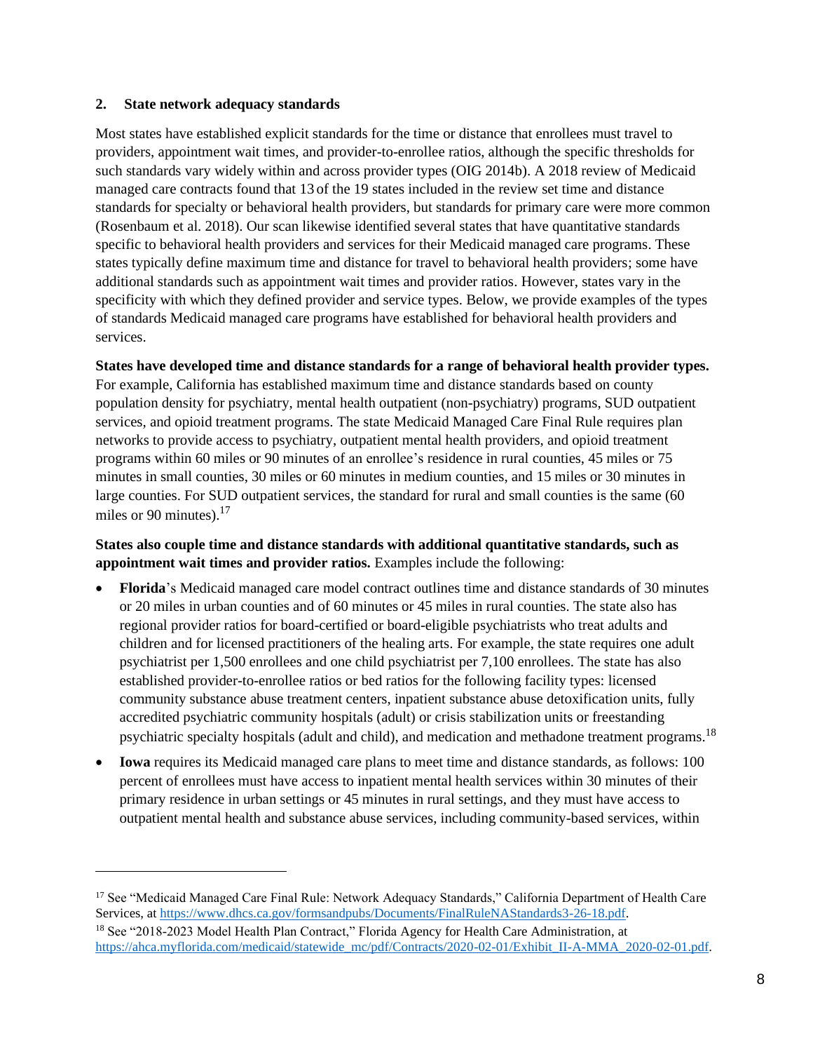## 2. State network adequacy standards

Most states have established explicit standards for the time or distance that enrollees must travel to providers, appointment wait times, and provider-to-enrollee ratios, although the specific thresholds for such standards vary widely within and across provider types (OIG 2014b). A 2018 review of Medicaid managed care contracts found that 13 of the 19 states included in the review set time and distance standards for specialty or behavioral health providers, but standards for primary care were more common (Rosenbaum et al. 2018). Our scan likewise identified several states that have quantitative standards specific to behavioral health providers and services for their Medicaid managed care programs. These states typically define maximum time and distance for travel to behavioral health providers; some have additional standards such as appointment wait times and provider ratios. However, states vary in the specificity with which they defined provider and service types. Below, we provide examples of the types of standards Medicaid managed care programs have established for behavioral health providers and services.

**States have developed time and distance standards for a range of behavioral health provider types.** For example, California has established maximum time and distance standards based on county population density for psychiatry, mental health outpatient (non-psychiatry) programs, SUD outpatient services, and opioid treatment programs. The state Medicaid Managed Care Final Rule requires plan networks to provide access to psychiatry, outpatient mental health providers, and opioid treatment programs within 60 miles or 90 minutes of an enrollee's residence in rural counties, 45 miles or 75 minutes in small counties, 30 miles or 60 minutes in medium counties, and 15 miles or 30 minutes in large counties. For SUD outpatient services, the standard for rural and small counties is the same (60 miles or 90 minutes).[17]

**States also couple time and distance standards with additional quantitative standards, such as appointment wait times and provider ratios.** Examples include the following:

- **Florida**'s Medicaid managed care model contract outlines time and distance standards of 30 minutes or 20 miles in urban counties and of 60 minutes or 45 miles in rural counties. The state also has regional provider ratios for board-certified or board-eligible psychiatrists who treat adults and children and for licensed practitioners of the healing arts. For example, the state requires one adult psychiatrist per 1,500 enrollees and one child psychiatrist per 7,100 enrollees. The state has also established provider-to-enrollee ratios or bed ratios for the following facility types: licensed community substance abuse treatment centers, inpatient substance abuse detoxification units, fully accredited psychiatric community hospitals (adult) or crisis stabilization units or freestanding psychiatric specialty hospitals (adult and child), and medication and methadone treatment programs.[18]
- **Iowa** requires its Medicaid managed care plans to meet time and distance standards, as follows: 100 percent of enrollees must have access to inpatient mental health services within 30 minutes of their primary residence in urban settings or 45 minutes in rural settings, and they must have access to outpatient mental health and substance abuse services, including community-based services, within

---

[17] See "Medicaid Managed Care Final Rule: Network Adequacy Standards," California Department of Health Care Services, at https://www.dhcs.ca.gov/formsandpubs/Documents/FinalRuleNAStandards3-26-18.pdf.

[18] See "2018-2023 Model Health Plan Contract," Florida Agency for Health Care Administration, at https://ahca.myflorida.com/medicaid/statewide_mc/pdf/Contracts/2020-02-01/Exhibit_II-A-MMA_2020-02-01.pdf.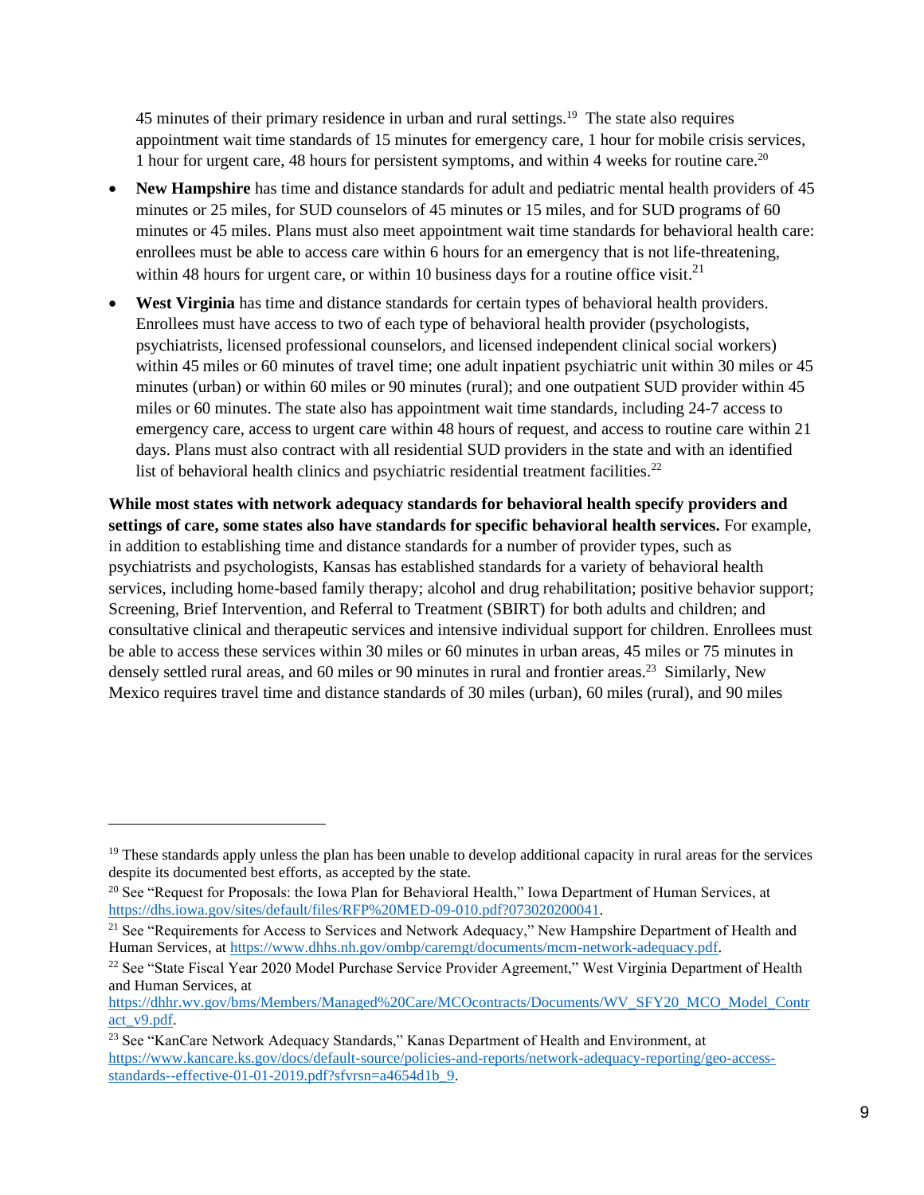45 minutes of their primary residence in urban and rural settings.[19] The state also requires appointment wait time standards of 15 minutes for emergency care, 1 hour for mobile crisis services, 1 hour for urgent care, 48 hours for persistent symptoms, and within 4 weeks for routine care.[20]

- **New Hampshire** has time and distance standards for adult and pediatric mental health providers of 45 minutes or 25 miles, for SUD counselors of 45 minutes or 15 miles, and for SUD programs of 60 minutes or 45 miles. Plans must also meet appointment wait time standards for behavioral health care: enrollees must be able to access care within 6 hours for an emergency that is not life-threatening, within 48 hours for urgent care, or within 10 business days for a routine office visit.[21]
- **West Virginia** has time and distance standards for certain types of behavioral health providers. Enrollees must have access to two of each type of behavioral health provider (psychologists, psychiatrists, licensed professional counselors, and licensed independent clinical social workers) within 45 miles or 60 minutes of travel time; one adult inpatient psychiatric unit within 30 miles or 45 minutes (urban) or within 60 miles or 90 minutes (rural); and one outpatient SUD provider within 45 miles or 60 minutes. The state also has appointment wait time standards, including 24-7 access to emergency care, access to urgent care within 48 hours of request, and access to routine care within 21 days. Plans must also contract with all residential SUD providers in the state and with an identified list of behavioral health clinics and psychiatric residential treatment facilities.[22]

**While most states with network adequacy standards for behavioral health specify providers and settings of care, some states also have standards for specific behavioral health services.** For example, in addition to establishing time and distance standards for a number of provider types, such as psychiatrists and psychologists, Kansas has established standards for a variety of behavioral health services, including home-based family therapy; alcohol and drug rehabilitation; positive behavior support; Screening, Brief Intervention, and Referral to Treatment (SBIRT) for both adults and children; and consultative clinical and therapeutic services and intensive individual support for children. Enrollees must be able to access these services within 30 miles or 60 minutes in urban areas, 45 miles or 75 minutes in densely settled rural areas, and 60 miles or 90 minutes in rural and frontier areas.[23] Similarly, New Mexico requires travel time and distance standards of 30 miles (urban), 60 miles (rural), and 90 miles

---

[19] These standards apply unless the plan has been unable to develop additional capacity in rural areas for the services despite its documented best efforts, as accepted by the state.

[20] See "Request for Proposals: the Iowa Plan for Behavioral Health," Iowa Department of Human Services, at https://dhs.iowa.gov/sites/default/files/RFP%20MED-09-010.pdf?073020200041.

[21] See "Requirements for Access to Services and Network Adequacy," New Hampshire Department of Health and Human Services, at https://www.dhhs.nh.gov/ombp/caremgt/documents/mcm-network-adequacy.pdf.

[22] See "State Fiscal Year 2020 Model Purchase Service Provider Agreement," West Virginia Department of Health and Human Services, at https://dhhr.wv.gov/bms/Members/Managed%20Care/MCOcontracts/Documents/WV_SFY20_MCO_Model_Contract_v9.pdf.

[23] See "KanCare Network Adequacy Standards," Kanas Department of Health and Environment, at https://www.kancare.ks.gov/docs/default-source/policies-and-reports/network-adequacy-reporting/geo-access-standards--effective-01-01-2019.pdf?sfvrsn=a4654d1b_9.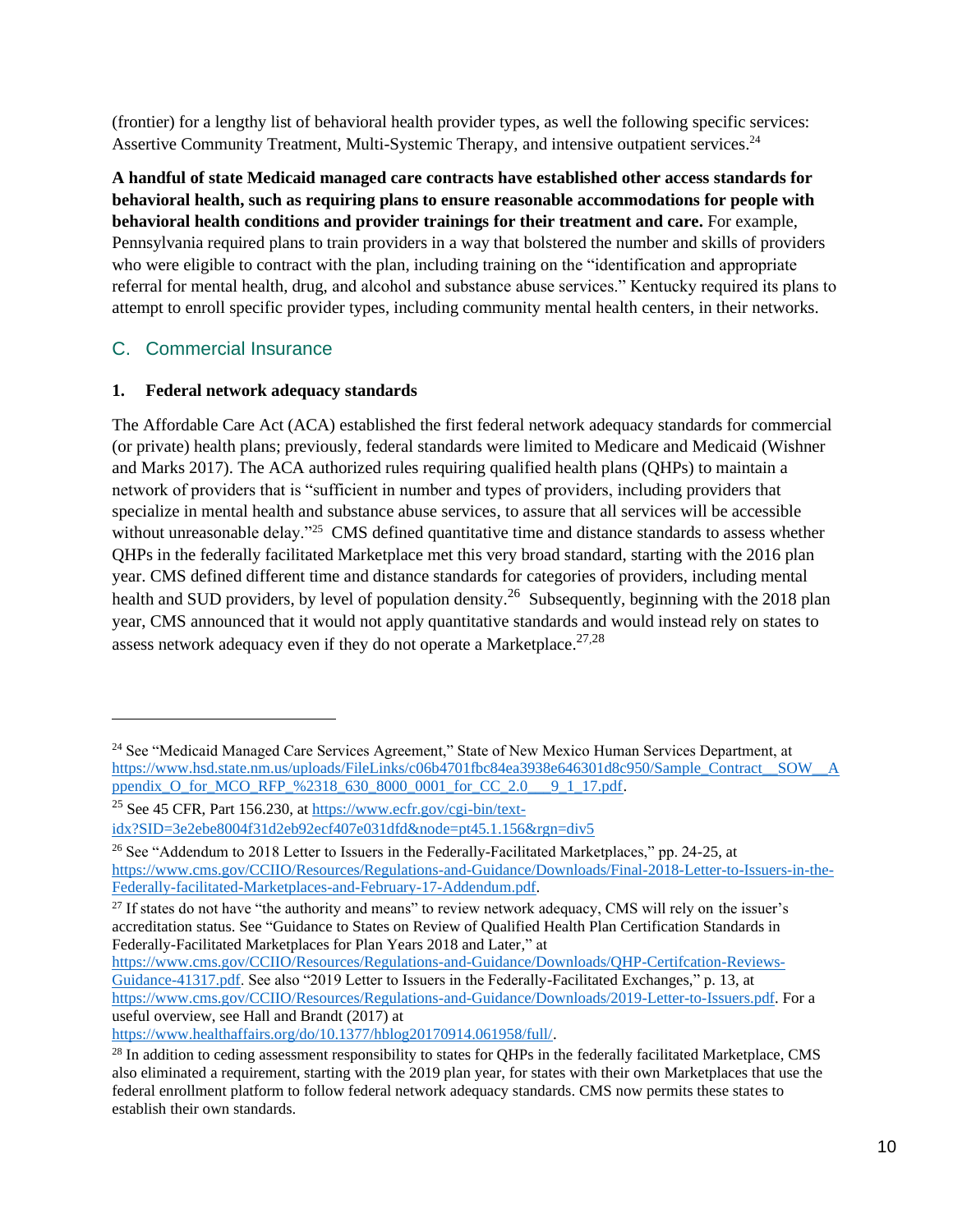(frontier) for a lengthy list of behavioral health provider types, as well the following specific services: Assertive Community Treatment, Multi-Systemic Therapy, and intensive outpatient services.[24]

**A handful of state Medicaid managed care contracts have established other access standards for behavioral health, such as requiring plans to ensure reasonable accommodations for people with behavioral health conditions and provider trainings for their treatment and care.** For example, Pennsylvania required plans to train providers in a way that bolstered the number and skills of providers who were eligible to contract with the plan, including training on the "identification and appropriate referral for mental health, drug, and alcohol and substance abuse services." Kentucky required its plans to attempt to enroll specific provider types, including community mental health centers, in their networks.

## C. Commercial Insurance

### 1. Federal network adequacy standards

The Affordable Care Act (ACA) established the first federal network adequacy standards for commercial (or private) health plans; previously, federal standards were limited to Medicare and Medicaid (Wishner and Marks 2017). The ACA authorized rules requiring qualified health plans (QHPs) to maintain a network of providers that is "sufficient in number and types of providers, including providers that specialize in mental health and substance abuse services, to assure that all services will be accessible without unreasonable delay."[25] CMS defined quantitative time and distance standards to assess whether QHPs in the federally facilitated Marketplace met this very broad standard, starting with the 2016 plan year. CMS defined different time and distance standards for categories of providers, including mental health and SUD providers, by level of population density.[26] Subsequently, beginning with the 2018 plan year, CMS announced that it would not apply quantitative standards and would instead rely on states to assess network adequacy even if they do not operate a Marketplace.[27,28]

---

[24] See "Medicaid Managed Care Services Agreement," State of New Mexico Human Services Department, at https://www.hsd.state.nm.us/uploads/FileLinks/c06b4701fbc84ea3938e646301d8c950/Sample_Contract__SOW__Appendix_O_for_MCO_RFP_%2318_630_8000_0001_for_CC_2.0___9_1_17.pdf.

[25] See 45 CFR, Part 156.230, at https://www.ecfr.gov/cgi-bin/text-idx?SID=3e2ebe8004f31d2eb92ecf407e031dfd&node=pt45.1.156&rgn=div5

[26] See "Addendum to 2018 Letter to Issuers in the Federally-Facilitated Marketplaces," pp. 24-25, at https://www.cms.gov/CCIIO/Resources/Regulations-and-Guidance/Downloads/Final-2018-Letter-to-Issuers-in-the-Federally-facilitated-Marketplaces-and-February-17-Addendum.pdf.

[27] If states do not have "the authority and means" to review network adequacy, CMS will rely on the issuer's accreditation status. See "Guidance to States on Review of Qualified Health Plan Certification Standards in Federally-Facilitated Marketplaces for Plan Years 2018 and Later," at https://www.cms.gov/CCIIO/Resources/Regulations-and-Guidance/Downloads/QHP-Certifcation-Reviews-Guidance-41317.pdf. See also "2019 Letter to Issuers in the Federally-Facilitated Exchanges," p. 13, at https://www.cms.gov/CCIIO/Resources/Regulations-and-Guidance/Downloads/2019-Letter-to-Issuers.pdf. For a useful overview, see Hall and Brandt (2017) at https://www.healthaffairs.org/do/10.1377/hblog20170914.061958/full/.

[28] In addition to ceding assessment responsibility to states for QHPs in the federally facilitated Marketplace, CMS also eliminated a requirement, starting with the 2019 plan year, for states with their own Marketplaces that use the federal enrollment platform to follow federal network adequacy standards. CMS now permits these states to establish their own standards.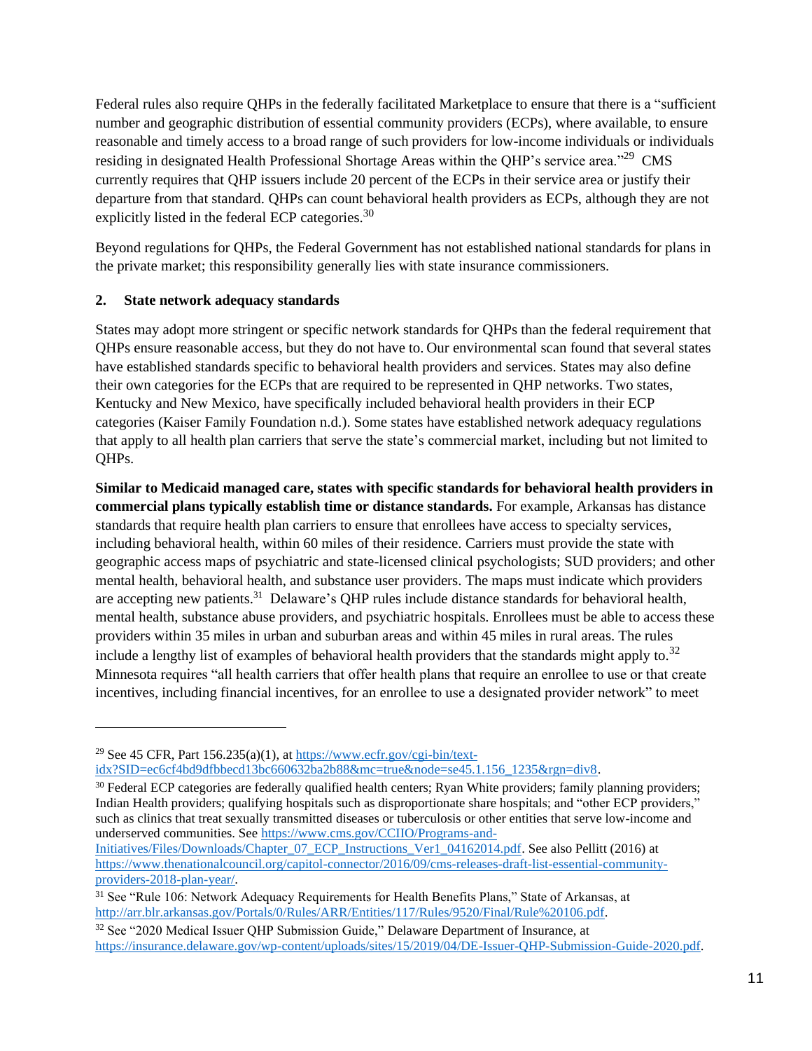Federal rules also require QHPs in the federally facilitated Marketplace to ensure that there is a "sufficient number and geographic distribution of essential community providers (ECPs), where available, to ensure reasonable and timely access to a broad range of such providers for low-income individuals or individuals residing in designated Health Professional Shortage Areas within the QHP's service area."[29] CMS currently requires that QHP issuers include 20 percent of the ECPs in their service area or justify their departure from that standard. QHPs can count behavioral health providers as ECPs, although they are not explicitly listed in the federal ECP categories.[30]

Beyond regulations for QHPs, the Federal Government has not established national standards for plans in the private market; this responsibility generally lies with state insurance commissioners.

### 2. State network adequacy standards

States may adopt more stringent or specific network standards for QHPs than the federal requirement that QHPs ensure reasonable access, but they do not have to. Our environmental scan found that several states have established standards specific to behavioral health providers and services. States may also define their own categories for the ECPs that are required to be represented in QHP networks. Two states, Kentucky and New Mexico, have specifically included behavioral health providers in their ECP categories (Kaiser Family Foundation n.d.). Some states have established network adequacy regulations that apply to all health plan carriers that serve the state's commercial market, including but not limited to QHPs.

**Similar to Medicaid managed care, states with specific standards for behavioral health providers in commercial plans typically establish time or distance standards.** For example, Arkansas has distance standards that require health plan carriers to ensure that enrollees have access to specialty services, including behavioral health, within 60 miles of their residence. Carriers must provide the state with geographic access maps of psychiatric and state-licensed clinical psychologists; SUD providers; and other mental health, behavioral health, and substance user providers. The maps must indicate which providers are accepting new patients.[31] Delaware's QHP rules include distance standards for behavioral health, mental health, substance abuse providers, and psychiatric hospitals. Enrollees must be able to access these providers within 35 miles in urban and suburban areas and within 45 miles in rural areas. The rules include a lengthy list of examples of behavioral health providers that the standards might apply to.[32] Minnesota requires "all health carriers that offer health plans that require an enrollee to use or that create incentives, including financial incentives, for an enrollee to use a designated provider network" to meet

---

[29] See 45 CFR, Part 156.235(a)(1), at https://www.ecfr.gov/cgi-bin/text-idx?SID=ec6cf4bd9dfbbecd13bc660632ba2b88&mc=true&node=se45.1.156_1235&rgn=div8.

[30] Federal ECP categories are federally qualified health centers; Ryan White providers; family planning providers; Indian Health providers; qualifying hospitals such as disproportionate share hospitals; and "other ECP providers," such as clinics that treat sexually transmitted diseases or tuberculosis or other entities that serve low-income and underserved communities. See https://www.cms.gov/CCIIO/Programs-and-Initiatives/Files/Downloads/Chapter_07_ECP_Instructions_Ver1_04162014.pdf. See also Pellitt (2016) at https://www.thenationalcouncil.org/capitol-connector/2016/09/cms-releases-draft-list-essential-community-providers-2018-plan-year/.

[31] See "Rule 106: Network Adequacy Requirements for Health Benefits Plans," State of Arkansas, at http://arr.blr.arkansas.gov/Portals/0/Rules/ARR/Entities/117/Rules/9520/Final/Rule%20106.pdf.

[32] See "2020 Medical Issuer QHP Submission Guide," Delaware Department of Insurance, at https://insurance.delaware.gov/wp-content/uploads/sites/15/2019/04/DE-Issuer-QHP-Submission-Guide-2020.pdf.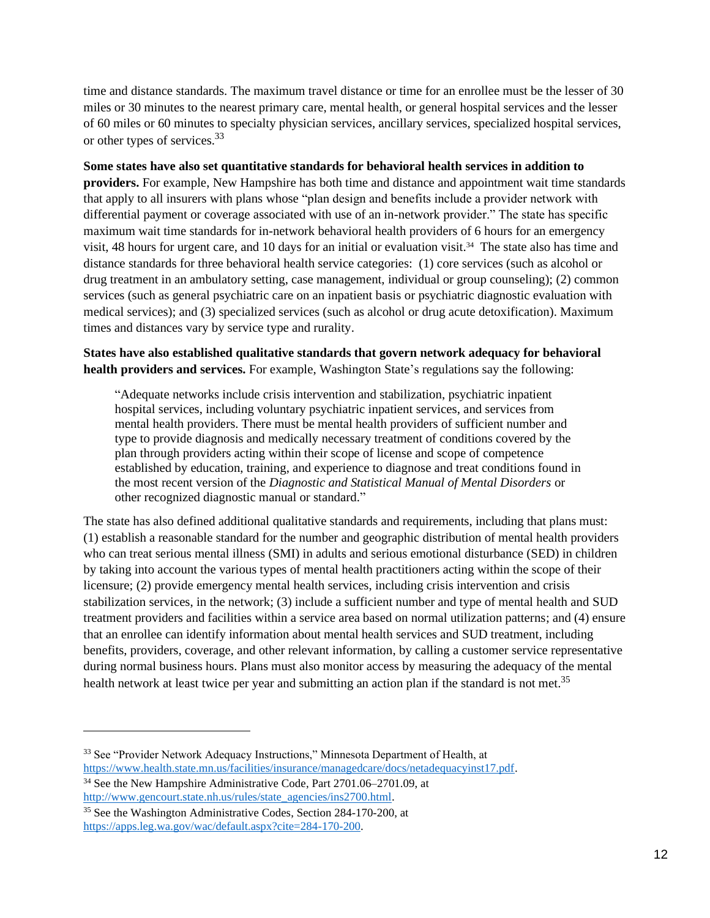time and distance standards. The maximum travel distance or time for an enrollee must be the lesser of 30 miles or 30 minutes to the nearest primary care, mental health, or general hospital services and the lesser of 60 miles or 60 minutes to specialty physician services, ancillary services, specialized hospital services, or other types of services.[33]

**Some states have also set quantitative standards for behavioral health services in addition to providers.** For example, New Hampshire has both time and distance and appointment wait time standards that apply to all insurers with plans whose "plan design and benefits include a provider network with differential payment or coverage associated with use of an in-network provider." The state has specific maximum wait time standards for in-network behavioral health providers of 6 hours for an emergency visit, 48 hours for urgent care, and 10 days for an initial or evaluation visit.[34] The state also has time and distance standards for three behavioral health service categories: (1) core services (such as alcohol or drug treatment in an ambulatory setting, case management, individual or group counseling); (2) common services (such as general psychiatric care on an inpatient basis or psychiatric diagnostic evaluation with medical services); and (3) specialized services (such as alcohol or drug acute detoxification). Maximum times and distances vary by service type and rurality.

**States have also established qualitative standards that govern network adequacy for behavioral health providers and services.** For example, Washington State's regulations say the following:

> "Adequate networks include crisis intervention and stabilization, psychiatric inpatient hospital services, including voluntary psychiatric inpatient services, and services from mental health providers. There must be mental health providers of sufficient number and type to provide diagnosis and medically necessary treatment of conditions covered by the plan through providers acting within their scope of license and scope of competence established by education, training, and experience to diagnose and treat conditions found in the most recent version of the *Diagnostic and Statistical Manual of Mental Disorders* or other recognized diagnostic manual or standard."

The state has also defined additional qualitative standards and requirements, including that plans must: (1) establish a reasonable standard for the number and geographic distribution of mental health providers who can treat serious mental illness (SMI) in adults and serious emotional disturbance (SED) in children by taking into account the various types of mental health practitioners acting within the scope of their licensure; (2) provide emergency mental health services, including crisis intervention and crisis stabilization services, in the network; (3) include a sufficient number and type of mental health and SUD treatment providers and facilities within a service area based on normal utilization patterns; and (4) ensure that an enrollee can identify information about mental health services and SUD treatment, including benefits, providers, coverage, and other relevant information, by calling a customer service representative during normal business hours. Plans must also monitor access by measuring the adequacy of the mental health network at least twice per year and submitting an action plan if the standard is not met.[35]

---

[33] See "Provider Network Adequacy Instructions," Minnesota Department of Health, at https://www.health.state.mn.us/facilities/insurance/managedcare/docs/netadequacyinst17.pdf.

[34] See the New Hampshire Administrative Code, Part 2701.06–2701.09, at http://www.gencourt.state.nh.us/rules/state_agencies/ins2700.html.

[35] See the Washington Administrative Codes, Section 284-170-200, at https://apps.leg.wa.gov/wac/default.aspx?cite=284-170-200.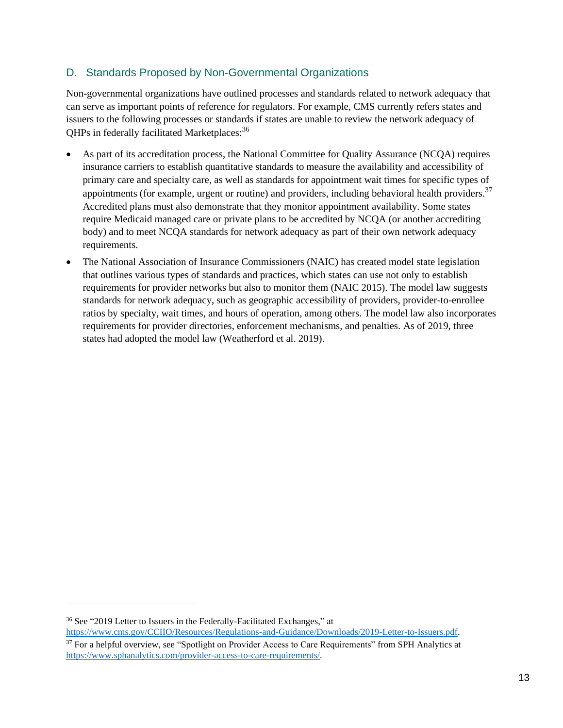## D. Standards Proposed by Non-Governmental Organizations

Non-governmental organizations have outlined processes and standards related to network adequacy that can serve as important points of reference for regulators. For example, CMS currently refers states and issuers to the following processes or standards if states are unable to review the network adequacy of QHPs in federally facilitated Marketplaces:[36]

- As part of its accreditation process, the National Committee for Quality Assurance (NCQA) requires insurance carriers to establish quantitative standards to measure the availability and accessibility of primary care and specialty care, as well as standards for appointment wait times for specific types of appointments (for example, urgent or routine) and providers, including behavioral health providers.[37] Accredited plans must also demonstrate that they monitor appointment availability. Some states require Medicaid managed care or private plans to be accredited by NCQA (or another accrediting body) and to meet NCQA standards for network adequacy as part of their own network adequacy requirements.
- The National Association of Insurance Commissioners (NAIC) has created model state legislation that outlines various types of standards and practices, which states can use not only to establish requirements for provider networks but also to monitor them (NAIC 2015). The model law suggests standards for network adequacy, such as geographic accessibility of providers, provider-to-enrollee ratios by specialty, wait times, and hours of operation, among others. The model law also incorporates requirements for provider directories, enforcement mechanisms, and penalties. As of 2019, three states had adopted the model law (Weatherford et al. 2019).

---

[36] See "2019 Letter to Issuers in the Federally-Facilitated Exchanges," at https://www.cms.gov/CCIIO/Resources/Regulations-and-Guidance/Downloads/2019-Letter-to-Issuers.pdf.

[37] For a helpful overview, see "Spotlight on Provider Access to Care Requirements" from SPH Analytics at https://www.sphanalytics.com/provider-access-to-care-requirements/.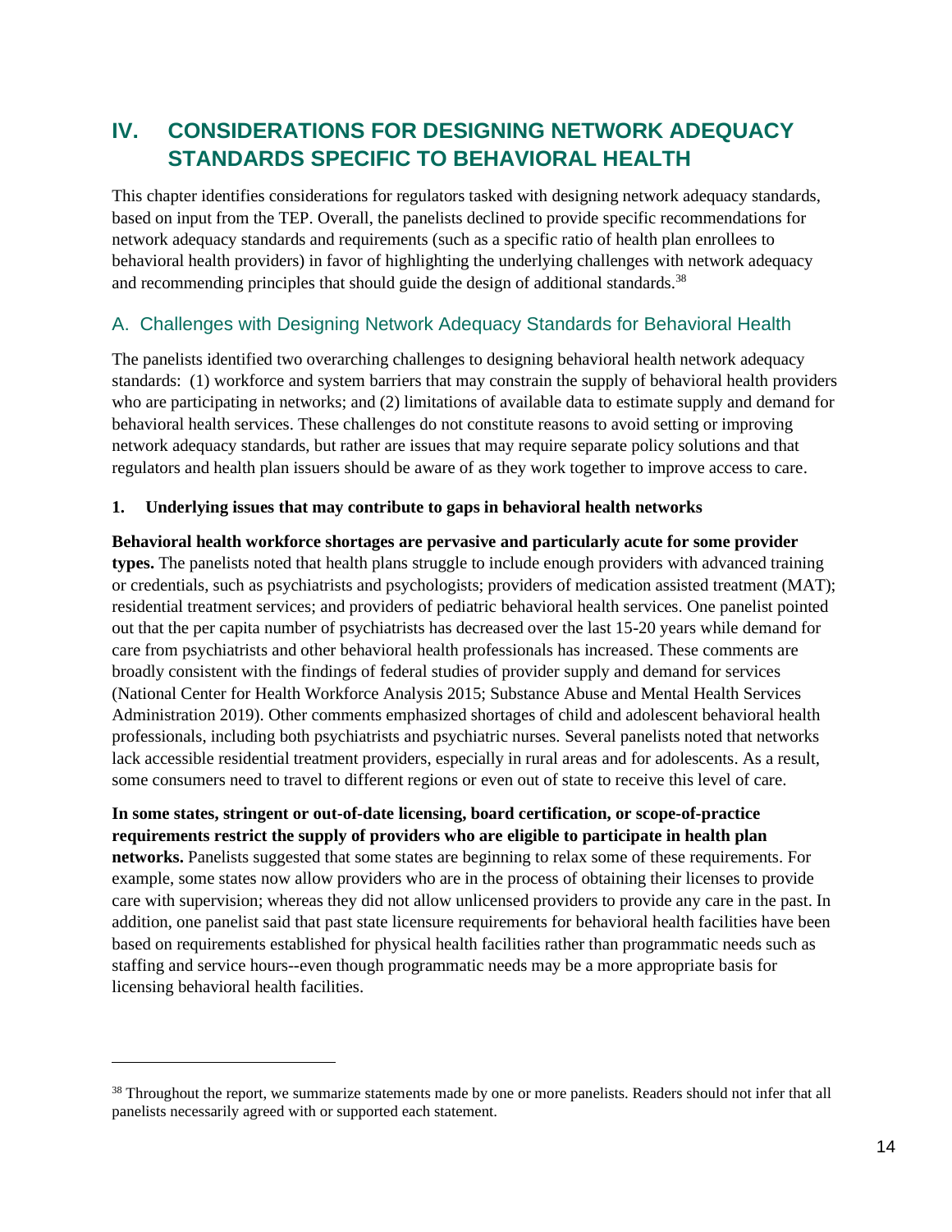# IV. CONSIDERATIONS FOR DESIGNING NETWORK ADEQUACY STANDARDS SPECIFIC TO BEHAVIORAL HEALTH

This chapter identifies considerations for regulators tasked with designing network adequacy standards, based on input from the TEP. Overall, the panelists declined to provide specific recommendations for network adequacy standards and requirements (such as a specific ratio of health plan enrollees to behavioral health providers) in favor of highlighting the underlying challenges with network adequacy and recommending principles that should guide the design of additional standards.[38]

## A. Challenges with Designing Network Adequacy Standards for Behavioral Health

The panelists identified two overarching challenges to designing behavioral health network adequacy standards: (1) workforce and system barriers that may constrain the supply of behavioral health providers who are participating in networks; and (2) limitations of available data to estimate supply and demand for behavioral health services. These challenges do not constitute reasons to avoid setting or improving network adequacy standards, but rather are issues that may require separate policy solutions and that regulators and health plan issuers should be aware of as they work together to improve access to care.

### 1. Underlying issues that may contribute to gaps in behavioral health networks

**Behavioral health workforce shortages are pervasive and particularly acute for some provider types.** The panelists noted that health plans struggle to include enough providers with advanced training or credentials, such as psychiatrists and psychologists; providers of medication assisted treatment (MAT); residential treatment services; and providers of pediatric behavioral health services. One panelist pointed out that the per capita number of psychiatrists has decreased over the last 15-20 years while demand for care from psychiatrists and other behavioral health professionals has increased. These comments are broadly consistent with the findings of federal studies of provider supply and demand for services (National Center for Health Workforce Analysis 2015; Substance Abuse and Mental Health Services Administration 2019). Other comments emphasized shortages of child and adolescent behavioral health professionals, including both psychiatrists and psychiatric nurses. Several panelists noted that networks lack accessible residential treatment providers, especially in rural areas and for adolescents. As a result, some consumers need to travel to different regions or even out of state to receive this level of care.

**In some states, stringent or out-of-date licensing, board certification, or scope-of-practice requirements restrict the supply of providers who are eligible to participate in health plan networks.** Panelists suggested that some states are beginning to relax some of these requirements. For example, some states now allow providers who are in the process of obtaining their licenses to provide care with supervision; whereas they did not allow unlicensed providers to provide any care in the past. In addition, one panelist said that past state licensure requirements for behavioral health facilities have been based on requirements established for physical health facilities rather than programmatic needs such as staffing and service hours--even though programmatic needs may be a more appropriate basis for licensing behavioral health facilities.

---

[38] Throughout the report, we summarize statements made by one or more panelists. Readers should not infer that all panelists necessarily agreed with or supported each statement.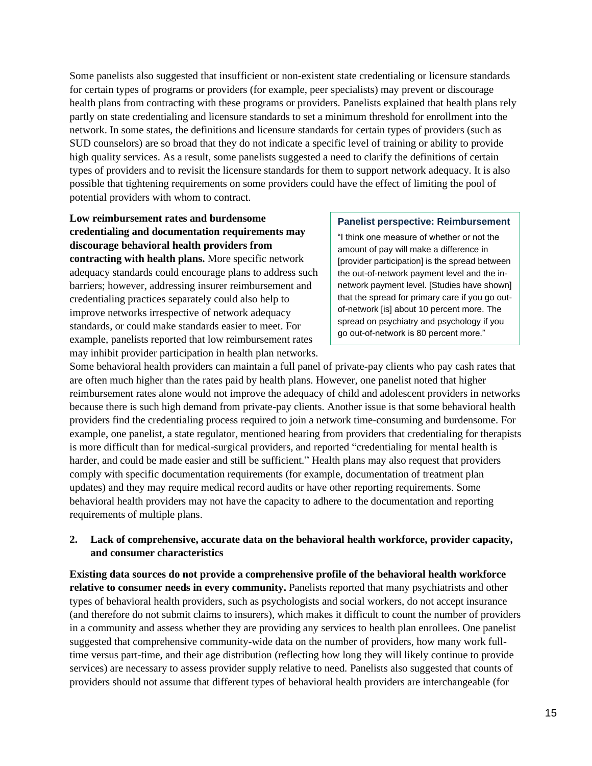Some panelists also suggested that insufficient or non-existent state credentialing or licensure standards for certain types of programs or providers (for example, peer specialists) may prevent or discourage health plans from contracting with these programs or providers. Panelists explained that health plans rely partly on state credentialing and licensure standards to set a minimum threshold for enrollment into the network. In some states, the definitions and licensure standards for certain types of providers (such as SUD counselors) are so broad that they do not indicate a specific level of training or ability to provide high quality services. As a result, some panelists suggested a need to clarify the definitions of certain types of providers and to revisit the licensure standards for them to support network adequacy. It is also possible that tightening requirements on some providers could have the effect of limiting the pool of potential providers with whom to contract.

**Low reimbursement rates and burdensome credentialing and documentation requirements may discourage behavioral health providers from contracting with health plans.** More specific network adequacy standards could encourage plans to address such barriers; however, addressing insurer reimbursement and credentialing practices separately could also help to improve networks irrespective of network adequacy standards, or could make standards easier to meet. For example, panelists reported that low reimbursement rates may inhibit provider participation in health plan networks. Some behavioral health providers can maintain a full panel of private-pay clients who pay cash rates that are often much higher than the rates paid by health plans. However, one panelist noted that higher reimbursement rates alone would not improve the adequacy of child and adolescent providers in networks because there is such high demand from private-pay clients. Another issue is that some behavioral health providers find the credentialing process required to join a network time-consuming and burdensome. For example, one panelist, a state regulator, mentioned hearing from providers that credentialing for therapists is more difficult than for medical-surgical providers, and reported "credentialing for mental health is harder, and could be made easier and still be sufficient." Health plans may also request that providers comply with specific documentation requirements (for example, documentation of treatment plan updates) and they may require medical record audits or have other reporting requirements. Some behavioral health providers may not have the capacity to adhere to the documentation and reporting requirements of multiple plans.

> **Panelist perspective: Reimbursement**
>
> "I think one measure of whether or not the amount of pay will make a difference in [provider participation] is the spread between the out-of-network payment level and the in-network payment level. [Studies have shown] that the spread for primary care if you go out-of-network [is] about 10 percent more. The spread on psychiatry and psychology if you go out-of-network is 80 percent more."

## 2. Lack of comprehensive, accurate data on the behavioral health workforce, provider capacity, and consumer characteristics

**Existing data sources do not provide a comprehensive profile of the behavioral health workforce relative to consumer needs in every community.** Panelists reported that many psychiatrists and other types of behavioral health providers, such as psychologists and social workers, do not accept insurance (and therefore do not submit claims to insurers), which makes it difficult to count the number of providers in a community and assess whether they are providing any services to health plan enrollees. One panelist suggested that comprehensive community-wide data on the number of providers, how many work full-time versus part-time, and their age distribution (reflecting how long they will likely continue to provide services) are necessary to assess provider supply relative to need. Panelists also suggested that counts of providers should not assume that different types of behavioral health providers are interchangeable (for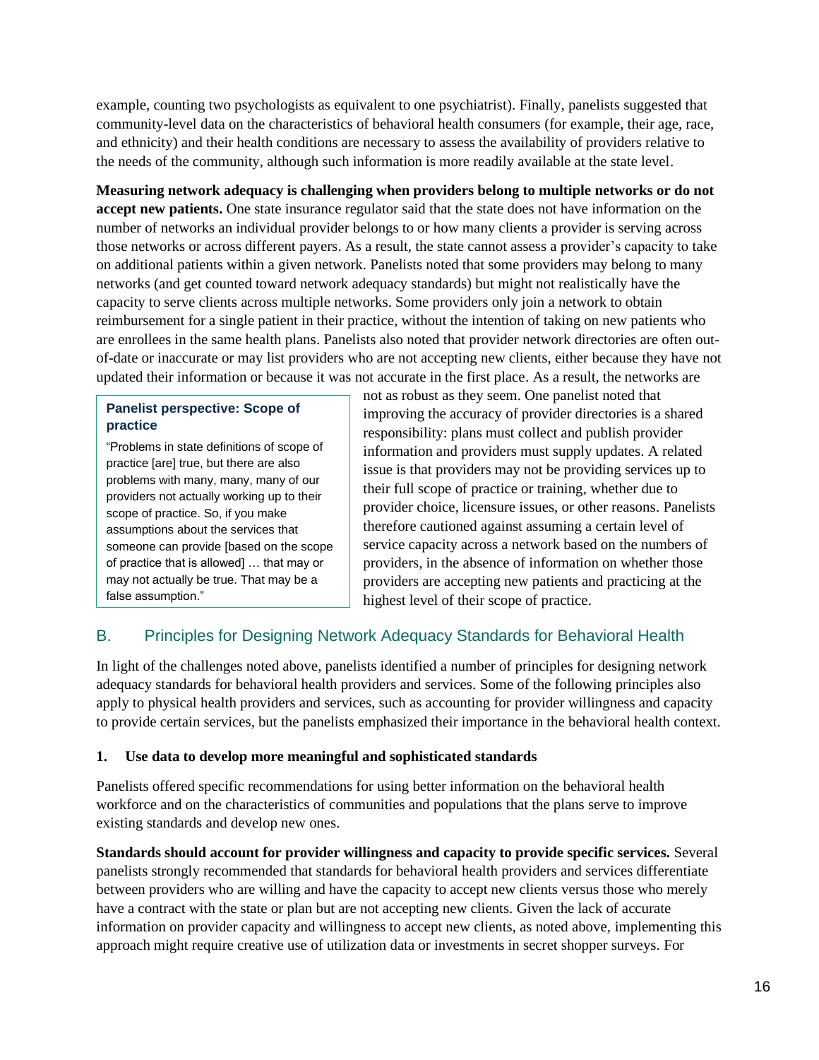example, counting two psychologists as equivalent to one psychiatrist). Finally, panelists suggested that community-level data on the characteristics of behavioral health consumers (for example, their age, race, and ethnicity) and their health conditions are necessary to assess the availability of providers relative to the needs of the community, although such information is more readily available at the state level.

**Measuring network adequacy is challenging when providers belong to multiple networks or do not accept new patients.** One state insurance regulator said that the state does not have information on the number of networks an individual provider belongs to or how many clients a provider is serving across those networks or across different payers. As a result, the state cannot assess a provider's capacity to take on additional patients within a given network. Panelists noted that some providers may belong to many networks (and get counted toward network adequacy standards) but might not realistically have the capacity to serve clients across multiple networks. Some providers only join a network to obtain reimbursement for a single patient in their practice, without the intention of taking on new patients who are enrollees in the same health plans. Panelists also noted that provider network directories are often out-of-date or inaccurate or may list providers who are not accepting new clients, either because they have not updated their information or because it was not accurate in the first place. As a result, the networks are not as robust as they seem. One panelist noted that improving the accuracy of provider directories is a shared responsibility: plans must collect and publish provider information and providers must supply updates. A related issue is that providers may not be providing services up to their full scope of practice or training, whether due to provider choice, licensure issues, or other reasons. Panelists therefore cautioned against assuming a certain level of service capacity across a network based on the numbers of providers, in the absence of information on whether those providers are accepting new patients and practicing at the highest level of their scope of practice.

> **Panelist perspective: Scope of practice**
>
> "Problems in state definitions of scope of practice [are] true, but there are also problems with many, many, many of our providers not actually working up to their scope of practice. So, if you make assumptions about the services that someone can provide [based on the scope of practice that is allowed] … that may or may not actually be true. That may be a false assumption."

## B. Principles for Designing Network Adequacy Standards for Behavioral Health

In light of the challenges noted above, panelists identified a number of principles for designing network adequacy standards for behavioral health providers and services. Some of the following principles also apply to physical health providers and services, such as accounting for provider willingness and capacity to provide certain services, but the panelists emphasized their importance in the behavioral health context.

### 1. Use data to develop more meaningful and sophisticated standards

Panelists offered specific recommendations for using better information on the behavioral health workforce and on the characteristics of communities and populations that the plans serve to improve existing standards and develop new ones.

**Standards should account for provider willingness and capacity to provide specific services.** Several panelists strongly recommended that standards for behavioral health providers and services differentiate between providers who are willing and have the capacity to accept new clients versus those who merely have a contract with the state or plan but are not accepting new clients. Given the lack of accurate information on provider capacity and willingness to accept new clients, as noted above, implementing this approach might require creative use of utilization data or investments in secret shopper surveys. For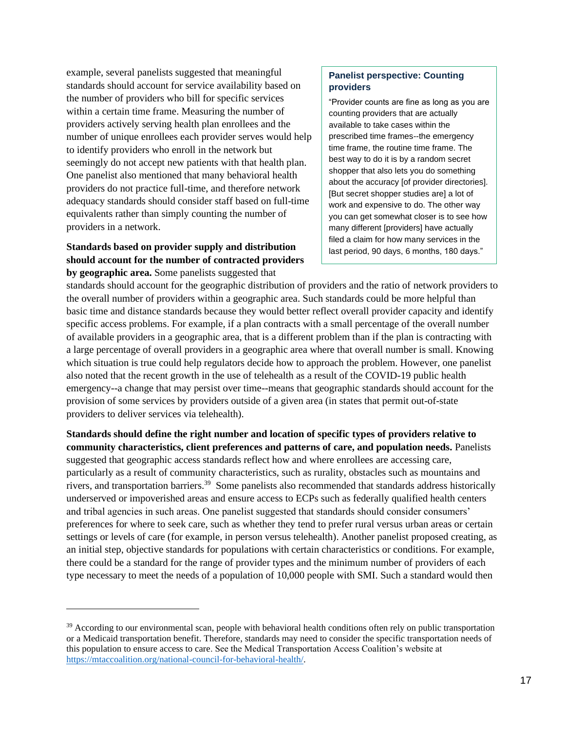example, several panelists suggested that meaningful standards should account for service availability based on the number of providers who bill for specific services within a certain time frame. Measuring the number of providers actively serving health plan enrollees and the number of unique enrollees each provider serves would help to identify providers who enroll in the network but seemingly do not accept new patients with that health plan. One panelist also mentioned that many behavioral health providers do not practice full-time, and therefore network adequacy standards should consider staff based on full-time equivalents rather than simply counting the number of providers in a network.

> **Panelist perspective: Counting providers**
>
> "Provider counts are fine as long as you are counting providers that are actually available to take cases within the prescribed time frames--the emergency time frame, the routine time frame. The best way to do it is by a random secret shopper that also lets you do something about the accuracy [of provider directories]. [But secret shopper studies are] a lot of work and expensive to do. The other way you can get somewhat closer is to see how many different [providers] have actually filed a claim for how many services in the last period, 90 days, 6 months, 180 days."

**Standards based on provider supply and distribution should account for the number of contracted providers by geographic area.** Some panelists suggested that standards should account for the geographic distribution of providers and the ratio of network providers to the overall number of providers within a geographic area. Such standards could be more helpful than basic time and distance standards because they would better reflect overall provider capacity and identify specific access problems. For example, if a plan contracts with a small percentage of the overall number of available providers in a geographic area, that is a different problem than if the plan is contracting with a large percentage of overall providers in a geographic area where that overall number is small. Knowing which situation is true could help regulators decide how to approach the problem. However, one panelist also noted that the recent growth in the use of telehealth as a result of the COVID-19 public health emergency--a change that may persist over time--means that geographic standards should account for the provision of some services by providers outside of a given area (in states that permit out-of-state providers to deliver services via telehealth).

**Standards should define the right number and location of specific types of providers relative to community characteristics, client preferences and patterns of care, and population needs.** Panelists suggested that geographic access standards reflect how and where enrollees are accessing care, particularly as a result of community characteristics, such as rurality, obstacles such as mountains and rivers, and transportation barriers.[39] Some panelists also recommended that standards address historically underserved or impoverished areas and ensure access to ECPs such as federally qualified health centers and tribal agencies in such areas. One panelist suggested that standards should consider consumers' preferences for where to seek care, such as whether they tend to prefer rural versus urban areas or certain settings or levels of care (for example, in person versus telehealth). Another panelist proposed creating, as an initial step, objective standards for populations with certain characteristics or conditions. For example, there could be a standard for the range of provider types and the minimum number of providers of each type necessary to meet the needs of a population of 10,000 people with SMI. Such a standard would then

---

[39] According to our environmental scan, people with behavioral health conditions often rely on public transportation or a Medicaid transportation benefit. Therefore, standards may need to consider the specific transportation needs of this population to ensure access to care. See the Medical Transportation Access Coalition's website at https://mtaccoalition.org/national-council-for-behavioral-health/.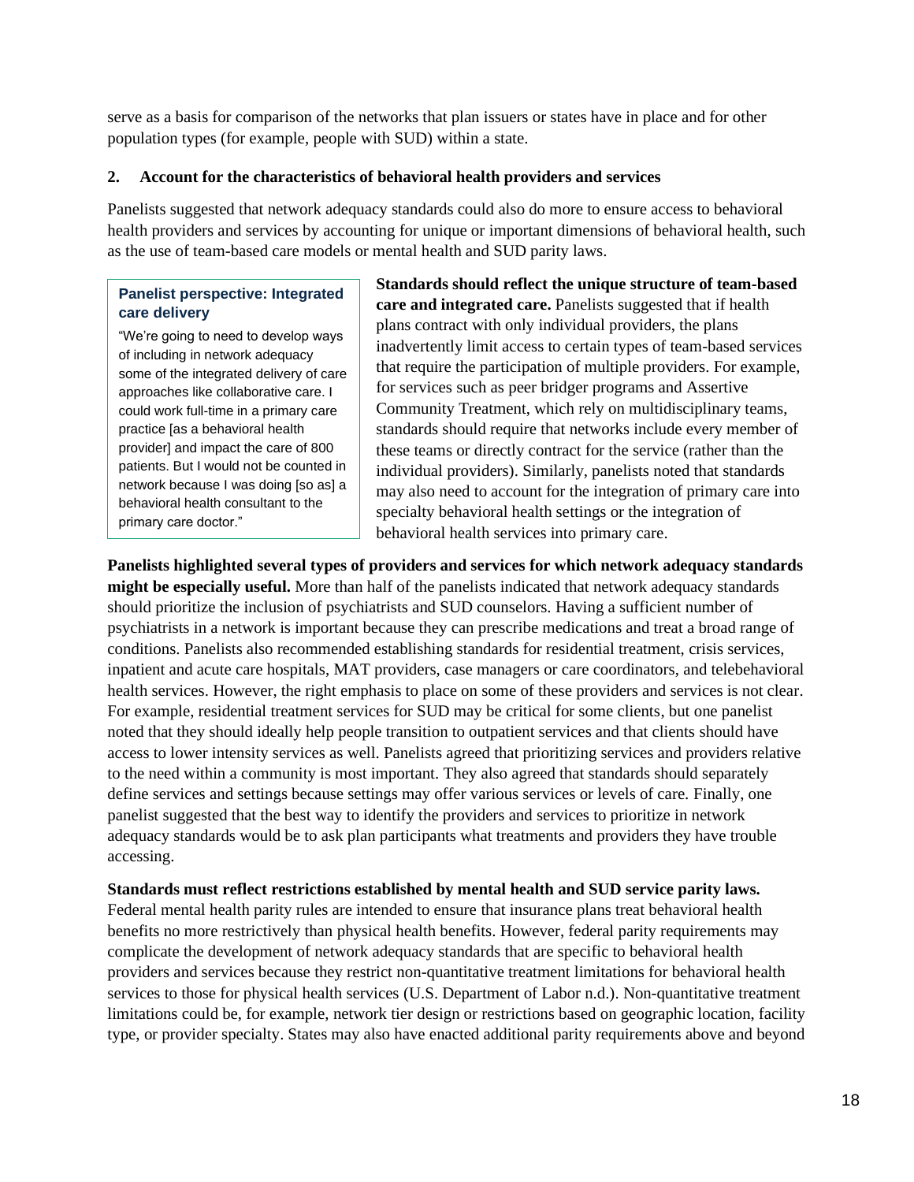serve as a basis for comparison of the networks that plan issuers or states have in place and for other population types (for example, people with SUD) within a state.

### 2. Account for the characteristics of behavioral health providers and services

Panelists suggested that network adequacy standards could also do more to ensure access to behavioral health providers and services by accounting for unique or important dimensions of behavioral health, such as the use of team-based care models or mental health and SUD parity laws.

> **Panelist perspective: Integrated care delivery**
>
> "We're going to need to develop ways of including in network adequacy some of the integrated delivery of care approaches like collaborative care. I could work full-time in a primary care practice [as a behavioral health provider] and impact the care of 800 patients. But I would not be counted in network because I was doing [so as] a behavioral health consultant to the primary care doctor."

**Standards should reflect the unique structure of team-based care and integrated care.** Panelists suggested that if health plans contract with only individual providers, the plans inadvertently limit access to certain types of team-based services that require the participation of multiple providers. For example, for services such as peer bridger programs and Assertive Community Treatment, which rely on multidisciplinary teams, standards should require that networks include every member of these teams or directly contract for the service (rather than the individual providers). Similarly, panelists noted that standards may also need to account for the integration of primary care into specialty behavioral health settings or the integration of behavioral health services into primary care.

**Panelists highlighted several types of providers and services for which network adequacy standards might be especially useful.** More than half of the panelists indicated that network adequacy standards should prioritize the inclusion of psychiatrists and SUD counselors. Having a sufficient number of psychiatrists in a network is important because they can prescribe medications and treat a broad range of conditions. Panelists also recommended establishing standards for residential treatment, crisis services, inpatient and acute care hospitals, MAT providers, case managers or care coordinators, and telebehavioral health services. However, the right emphasis to place on some of these providers and services is not clear. For example, residential treatment services for SUD may be critical for some clients, but one panelist noted that they should ideally help people transition to outpatient services and that clients should have access to lower intensity services as well. Panelists agreed that prioritizing services and providers relative to the need within a community is most important. They also agreed that standards should separately define services and settings because settings may offer various services or levels of care. Finally, one panelist suggested that the best way to identify the providers and services to prioritize in network adequacy standards would be to ask plan participants what treatments and providers they have trouble accessing.

**Standards must reflect restrictions established by mental health and SUD service parity laws.** Federal mental health parity rules are intended to ensure that insurance plans treat behavioral health benefits no more restrictively than physical health benefits. However, federal parity requirements may complicate the development of network adequacy standards that are specific to behavioral health providers and services because they restrict non-quantitative treatment limitations for behavioral health services to those for physical health services (U.S. Department of Labor n.d.). Non-quantitative treatment limitations could be, for example, network tier design or restrictions based on geographic location, facility type, or provider specialty. States may also have enacted additional parity requirements above and beyond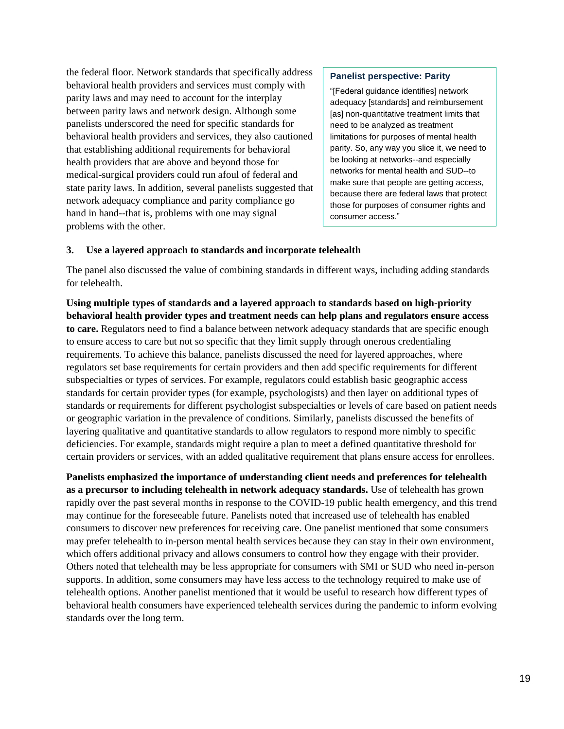the federal floor. Network standards that specifically address behavioral health providers and services must comply with parity laws and may need to account for the interplay between parity laws and network design. Although some panelists underscored the need for specific standards for behavioral health providers and services, they also cautioned that establishing additional requirements for behavioral health providers that are above and beyond those for medical-surgical providers could run afoul of federal and state parity laws. In addition, several panelists suggested that network adequacy compliance and parity compliance go hand in hand--that is, problems with one may signal problems with the other.

> **Panelist perspective: Parity**
>
> "[Federal guidance identifies] network adequacy [standards] and reimbursement [as] non-quantitative treatment limits that need to be analyzed as treatment limitations for purposes of mental health parity. So, any way you slice it, we need to be looking at networks--and especially networks for mental health and SUD--to make sure that people are getting access, because there are federal laws that protect those for purposes of consumer rights and consumer access."

### 3. Use a layered approach to standards and incorporate telehealth

The panel also discussed the value of combining standards in different ways, including adding standards for telehealth.

**Using multiple types of standards and a layered approach to standards based on high-priority behavioral health provider types and treatment needs can help plans and regulators ensure access to care.** Regulators need to find a balance between network adequacy standards that are specific enough to ensure access to care but not so specific that they limit supply through onerous credentialing requirements. To achieve this balance, panelists discussed the need for layered approaches, where regulators set base requirements for certain providers and then add specific requirements for different subspecialties or types of services. For example, regulators could establish basic geographic access standards for certain provider types (for example, psychologists) and then layer on additional types of standards or requirements for different psychologist subspecialties or levels of care based on patient needs or geographic variation in the prevalence of conditions. Similarly, panelists discussed the benefits of layering qualitative and quantitative standards to allow regulators to respond more nimbly to specific deficiencies. For example, standards might require a plan to meet a defined quantitative threshold for certain providers or services, with an added qualitative requirement that plans ensure access for enrollees.

**Panelists emphasized the importance of understanding client needs and preferences for telehealth as a precursor to including telehealth in network adequacy standards.** Use of telehealth has grown rapidly over the past several months in response to the COVID-19 public health emergency, and this trend may continue for the foreseeable future. Panelists noted that increased use of telehealth has enabled consumers to discover new preferences for receiving care. One panelist mentioned that some consumers may prefer telehealth to in-person mental health services because they can stay in their own environment, which offers additional privacy and allows consumers to control how they engage with their provider. Others noted that telehealth may be less appropriate for consumers with SMI or SUD who need in-person supports. In addition, some consumers may have less access to the technology required to make use of telehealth options. Another panelist mentioned that it would be useful to research how different types of behavioral health consumers have experienced telehealth services during the pandemic to inform evolving standards over the long term.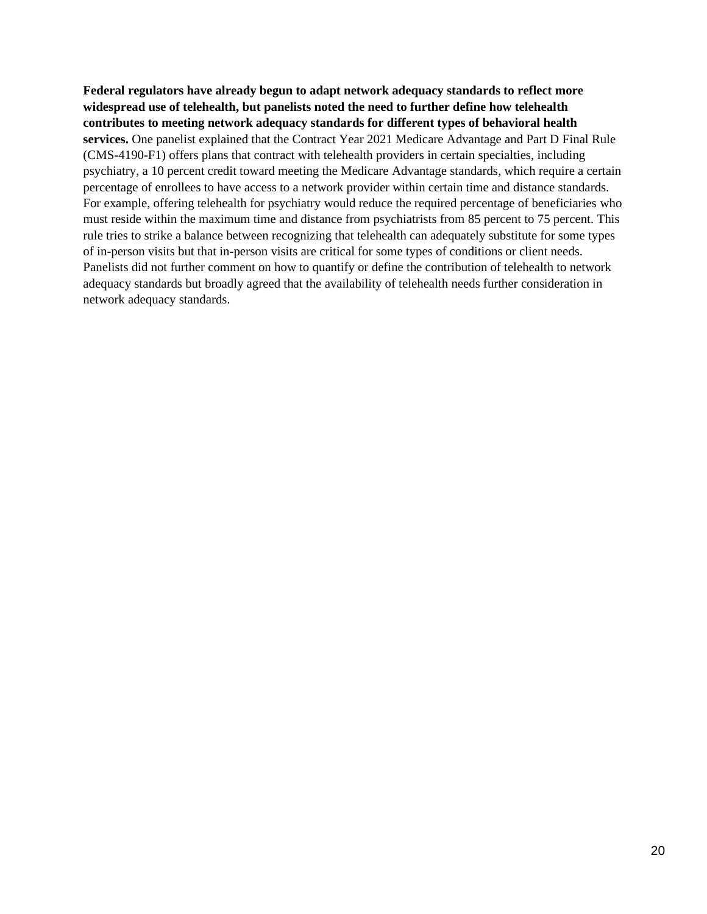**Federal regulators have already begun to adapt network adequacy standards to reflect more widespread use of telehealth, but panelists noted the need to further define how telehealth contributes to meeting network adequacy standards for different types of behavioral health services.** One panelist explained that the Contract Year 2021 Medicare Advantage and Part D Final Rule (CMS-4190-F1) offers plans that contract with telehealth providers in certain specialties, including psychiatry, a 10 percent credit toward meeting the Medicare Advantage standards, which require a certain percentage of enrollees to have access to a network provider within certain time and distance standards. For example, offering telehealth for psychiatry would reduce the required percentage of beneficiaries who must reside within the maximum time and distance from psychiatrists from 85 percent to 75 percent. This rule tries to strike a balance between recognizing that telehealth can adequately substitute for some types of in-person visits but that in-person visits are critical for some types of conditions or client needs. Panelists did not further comment on how to quantify or define the contribution of telehealth to network adequacy standards but broadly agreed that the availability of telehealth needs further consideration in network adequacy standards.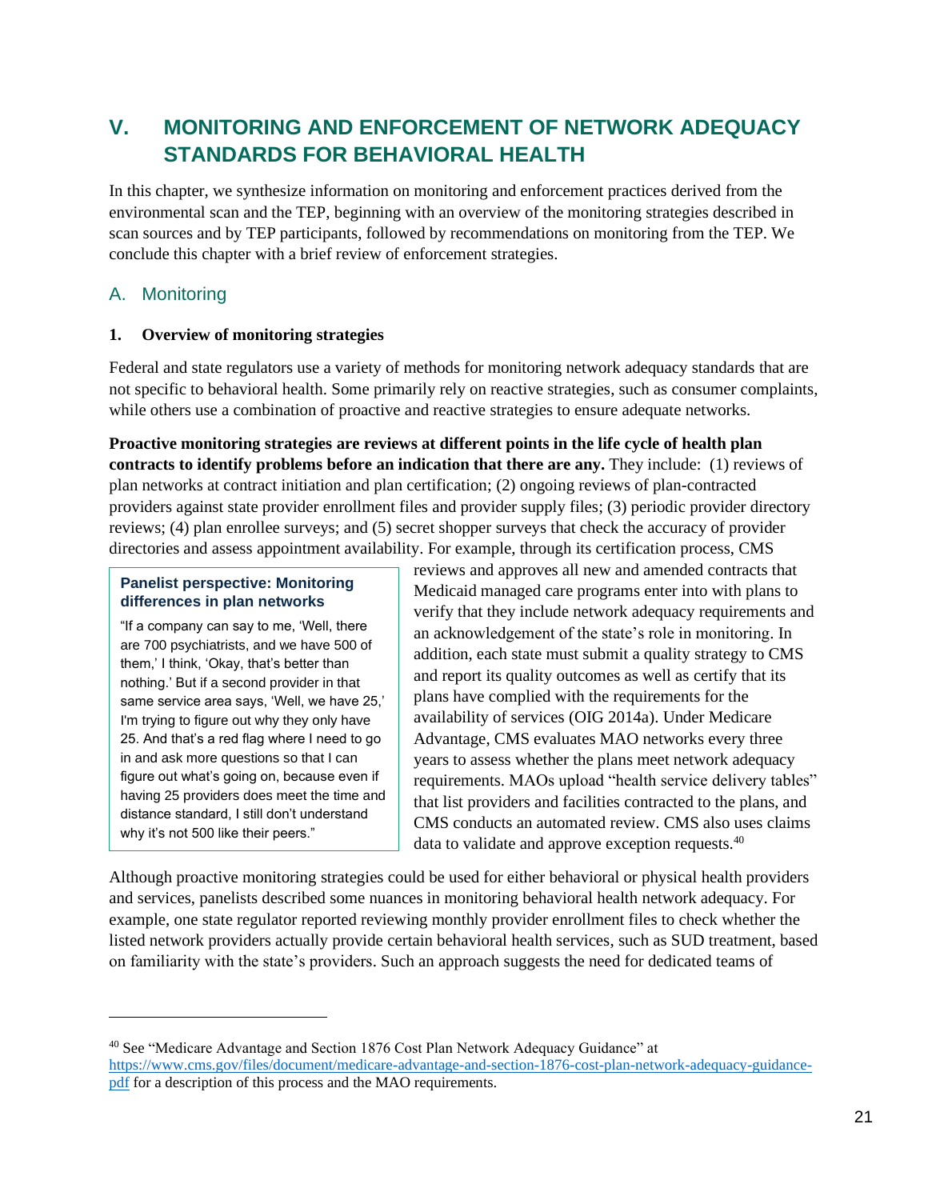# V. MONITORING AND ENFORCEMENT OF NETWORK ADEQUACY STANDARDS FOR BEHAVIORAL HEALTH

In this chapter, we synthesize information on monitoring and enforcement practices derived from the environmental scan and the TEP, beginning with an overview of the monitoring strategies described in scan sources and by TEP participants, followed by recommendations on monitoring from the TEP. We conclude this chapter with a brief review of enforcement strategies.

## A. Monitoring

### 1. Overview of monitoring strategies

Federal and state regulators use a variety of methods for monitoring network adequacy standards that are not specific to behavioral health. Some primarily rely on reactive strategies, such as consumer complaints, while others use a combination of proactive and reactive strategies to ensure adequate networks.

**Proactive monitoring strategies are reviews at different points in the life cycle of health plan contracts to identify problems before an indication that there are any.** They include: (1) reviews of plan networks at contract initiation and plan certification; (2) ongoing reviews of plan-contracted providers against state provider enrollment files and provider supply files; (3) periodic provider directory reviews; (4) plan enrollee surveys; and (5) secret shopper surveys that check the accuracy of provider directories and assess appointment availability. For example, through its certification process, CMS reviews and approves all new and amended contracts that Medicaid managed care programs enter into with plans to verify that they include network adequacy requirements and an acknowledgement of the state's role in monitoring. In addition, each state must submit a quality strategy to CMS and report its quality outcomes as well as certify that its plans have complied with the requirements for the availability of services (OIG 2014a). Under Medicare Advantage, CMS evaluates MAO networks every three years to assess whether the plans meet network adequacy requirements. MAOs upload "health service delivery tables" that list providers and facilities contracted to the plans, and CMS conducts an automated review. CMS also uses claims data to validate and approve exception requests.[40]

> **Panelist perspective: Monitoring differences in plan networks**
>
> "If a company can say to me, 'Well, there are 700 psychiatrists, and we have 500 of them,' I think, 'Okay, that's better than nothing.' But if a second provider in that same service area says, 'Well, we have 25,' I'm trying to figure out why they only have 25. And that's a red flag where I need to go in and ask more questions so that I can figure out what's going on, because even if having 25 providers does meet the time and distance standard, I still don't understand why it's not 500 like their peers."

Although proactive monitoring strategies could be used for either behavioral or physical health providers and services, panelists described some nuances in monitoring behavioral health network adequacy. For example, one state regulator reported reviewing monthly provider enrollment files to check whether the listed network providers actually provide certain behavioral health services, such as SUD treatment, based on familiarity with the state's providers. Such an approach suggests the need for dedicated teams of

---

[40] See "Medicare Advantage and Section 1876 Cost Plan Network Adequacy Guidance" at https://www.cms.gov/files/document/medicare-advantage-and-section-1876-cost-plan-network-adequacy-guidance-pdf for a description of this process and the MAO requirements.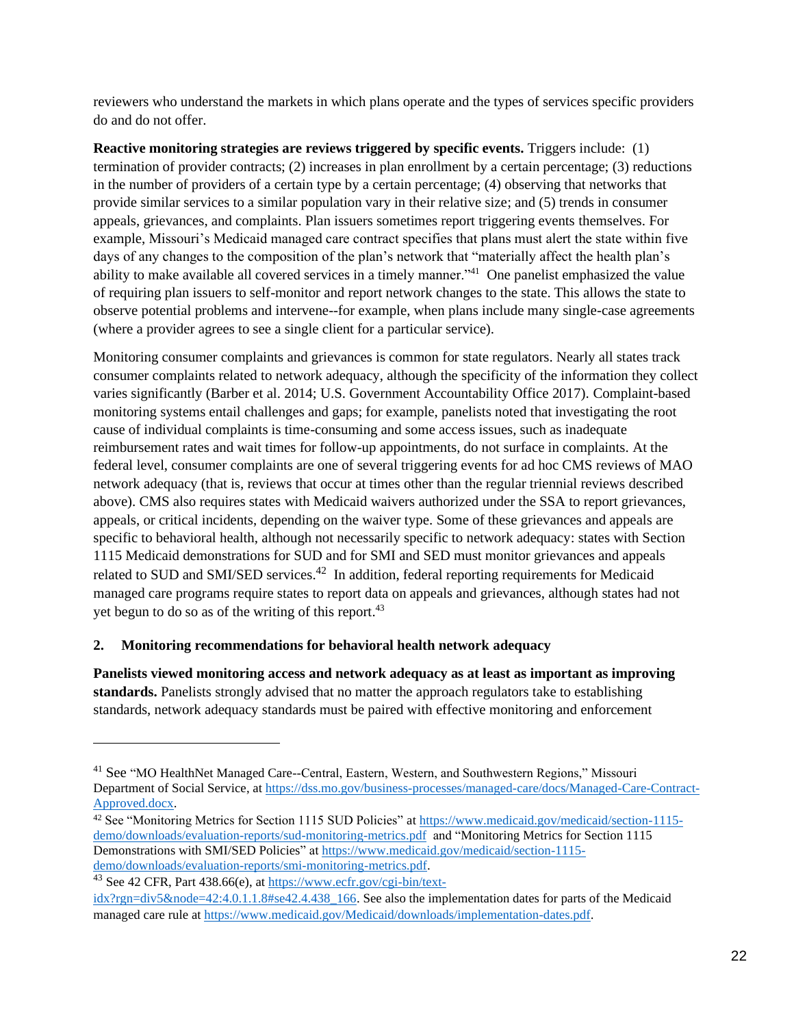reviewers who understand the markets in which plans operate and the types of services specific providers do and do not offer.

**Reactive monitoring strategies are reviews triggered by specific events.** Triggers include: (1) termination of provider contracts; (2) increases in plan enrollment by a certain percentage; (3) reductions in the number of providers of a certain type by a certain percentage; (4) observing that networks that provide similar services to a similar population vary in their relative size; and (5) trends in consumer appeals, grievances, and complaints. Plan issuers sometimes report triggering events themselves. For example, Missouri's Medicaid managed care contract specifies that plans must alert the state within five days of any changes to the composition of the plan's network that "materially affect the health plan's ability to make available all covered services in a timely manner."[41] One panelist emphasized the value of requiring plan issuers to self-monitor and report network changes to the state. This allows the state to observe potential problems and intervene--for example, when plans include many single-case agreements (where a provider agrees to see a single client for a particular service).

Monitoring consumer complaints and grievances is common for state regulators. Nearly all states track consumer complaints related to network adequacy, although the specificity of the information they collect varies significantly (Barber et al. 2014; U.S. Government Accountability Office 2017). Complaint-based monitoring systems entail challenges and gaps; for example, panelists noted that investigating the root cause of individual complaints is time-consuming and some access issues, such as inadequate reimbursement rates and wait times for follow-up appointments, do not surface in complaints. At the federal level, consumer complaints are one of several triggering events for ad hoc CMS reviews of MAO network adequacy (that is, reviews that occur at times other than the regular triennial reviews described above). CMS also requires states with Medicaid waivers authorized under the SSA to report grievances, appeals, or critical incidents, depending on the waiver type. Some of these grievances and appeals are specific to behavioral health, although not necessarily specific to network adequacy: states with Section 1115 Medicaid demonstrations for SUD and for SMI and SED must monitor grievances and appeals related to SUD and SMI/SED services.[42] In addition, federal reporting requirements for Medicaid managed care programs require states to report data on appeals and grievances, although states had not yet begun to do so as of the writing of this report.[43]

### 2. Monitoring recommendations for behavioral health network adequacy

**Panelists viewed monitoring access and network adequacy as at least as important as improving standards.** Panelists strongly advised that no matter the approach regulators take to establishing standards, network adequacy standards must be paired with effective monitoring and enforcement

---

[41] See "MO HealthNet Managed Care--Central, Eastern, Western, and Southwestern Regions," Missouri Department of Social Service, at https://dss.mo.gov/business-processes/managed-care/docs/Managed-Care-Contract-Approved.docx.

[42] See "Monitoring Metrics for Section 1115 SUD Policies" at https://www.medicaid.gov/medicaid/section-1115-demo/downloads/evaluation-reports/sud-monitoring-metrics.pdf and "Monitoring Metrics for Section 1115 Demonstrations with SMI/SED Policies" at https://www.medicaid.gov/medicaid/section-1115-demo/downloads/evaluation-reports/smi-monitoring-metrics.pdf.

[43] See 42 CFR, Part 438.66(e), at https://www.ecfr.gov/cgi-bin/text-idx?rgn=div5&node=42:4.0.1.1.8#se42.4.438_166. See also the implementation dates for parts of the Medicaid managed care rule at https://www.medicaid.gov/Medicaid/downloads/implementation-dates.pdf.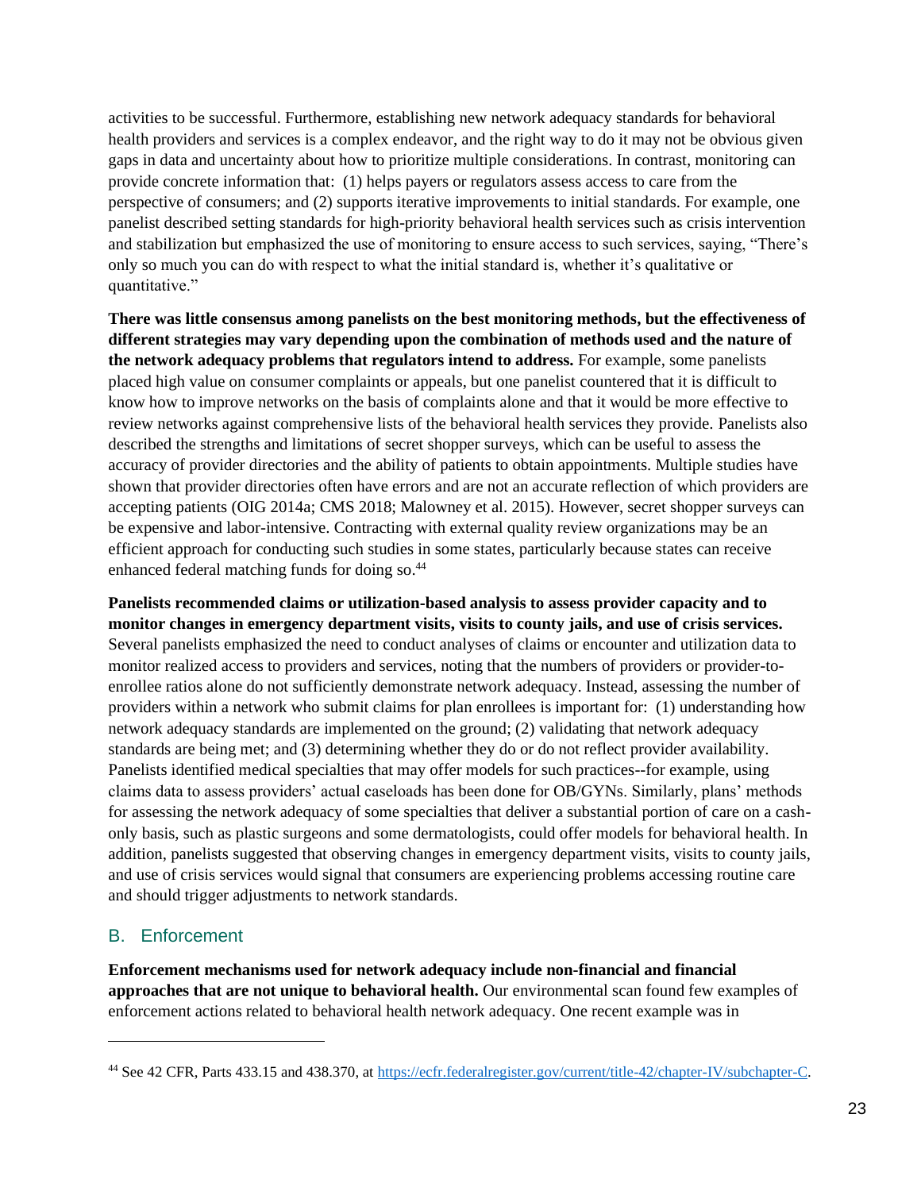activities to be successful. Furthermore, establishing new network adequacy standards for behavioral health providers and services is a complex endeavor, and the right way to do it may not be obvious given gaps in data and uncertainty about how to prioritize multiple considerations. In contrast, monitoring can provide concrete information that: (1) helps payers or regulators assess access to care from the perspective of consumers; and (2) supports iterative improvements to initial standards. For example, one panelist described setting standards for high-priority behavioral health services such as crisis intervention and stabilization but emphasized the use of monitoring to ensure access to such services, saying, "There's only so much you can do with respect to what the initial standard is, whether it's qualitative or quantitative."

**There was little consensus among panelists on the best monitoring methods, but the effectiveness of different strategies may vary depending upon the combination of methods used and the nature of the network adequacy problems that regulators intend to address.** For example, some panelists placed high value on consumer complaints or appeals, but one panelist countered that it is difficult to know how to improve networks on the basis of complaints alone and that it would be more effective to review networks against comprehensive lists of the behavioral health services they provide. Panelists also described the strengths and limitations of secret shopper surveys, which can be useful to assess the accuracy of provider directories and the ability of patients to obtain appointments. Multiple studies have shown that provider directories often have errors and are not an accurate reflection of which providers are accepting patients (OIG 2014a; CMS 2018; Malowney et al. 2015). However, secret shopper surveys can be expensive and labor-intensive. Contracting with external quality review organizations may be an efficient approach for conducting such studies in some states, particularly because states can receive enhanced federal matching funds for doing so.[44]

**Panelists recommended claims or utilization-based analysis to assess provider capacity and to monitor changes in emergency department visits, visits to county jails, and use of crisis services.** Several panelists emphasized the need to conduct analyses of claims or encounter and utilization data to monitor realized access to providers and services, noting that the numbers of providers or provider-to-enrollee ratios alone do not sufficiently demonstrate network adequacy. Instead, assessing the number of providers within a network who submit claims for plan enrollees is important for: (1) understanding how network adequacy standards are implemented on the ground; (2) validating that network adequacy standards are being met; and (3) determining whether they do or do not reflect provider availability. Panelists identified medical specialties that may offer models for such practices--for example, using claims data to assess providers' actual caseloads has been done for OB/GYNs. Similarly, plans' methods for assessing the network adequacy of some specialties that deliver a substantial portion of care on a cash-only basis, such as plastic surgeons and some dermatologists, could offer models for behavioral health. In addition, panelists suggested that observing changes in emergency department visits, visits to county jails, and use of crisis services would signal that consumers are experiencing problems accessing routine care and should trigger adjustments to network standards.

## B. Enforcement

**Enforcement mechanisms used for network adequacy include non-financial and financial approaches that are not unique to behavioral health.** Our environmental scan found few examples of enforcement actions related to behavioral health network adequacy. One recent example was in

---

[44] See 42 CFR, Parts 433.15 and 438.370, at https://ecfr.federalregister.gov/current/title-42/chapter-IV/subchapter-C.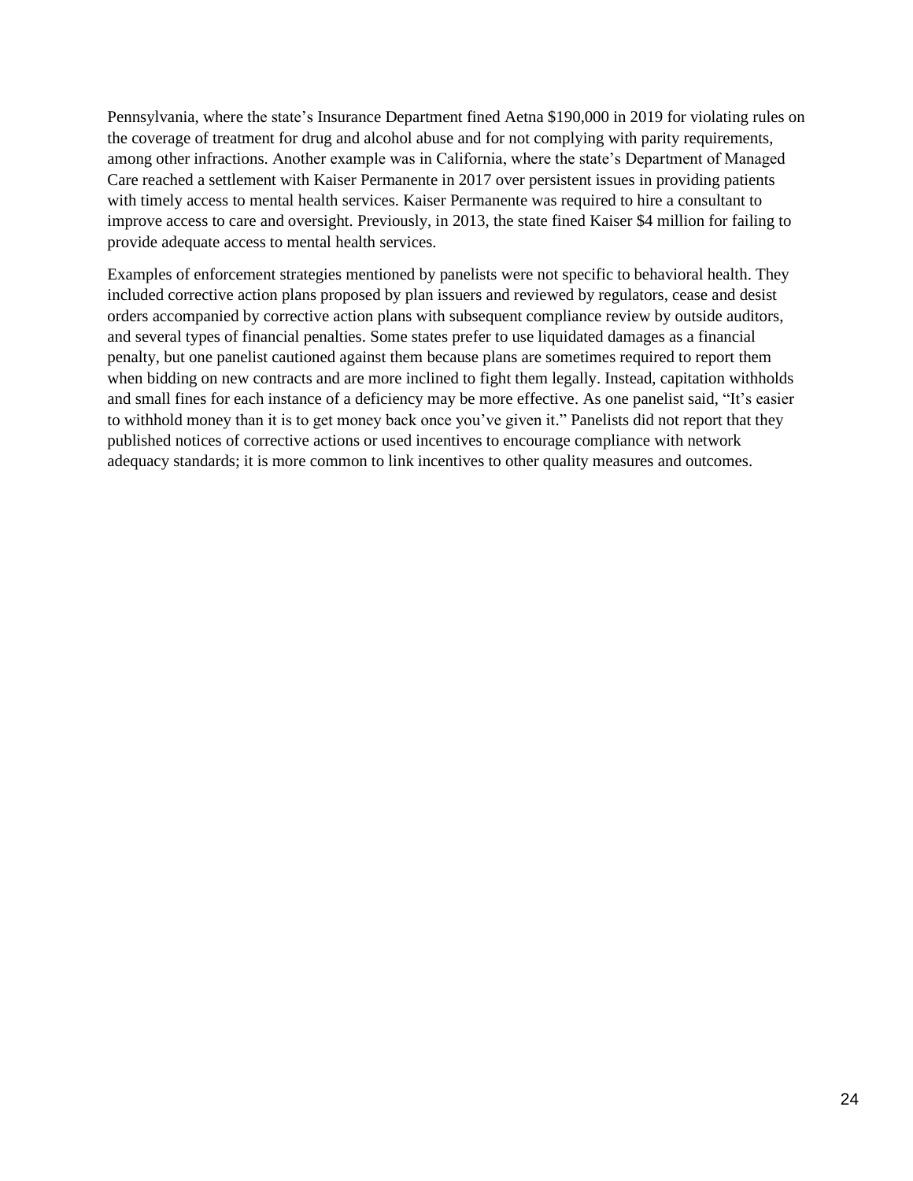Pennsylvania, where the state's Insurance Department fined Aetna $190,000 in 2019 for violating rules on the coverage of treatment for drug and alcohol abuse and for not complying with parity requirements, among other infractions. Another example was in California, where the state's Department of Managed Care reached a settlement with Kaiser Permanente in 2017 over persistent issues in providing patients with timely access to mental health services. Kaiser Permanente was required to hire a consultant to improve access to care and oversight. Previously, in 2013, the state fined Kaiser $4 million for failing to provide adequate access to mental health services.

Examples of enforcement strategies mentioned by panelists were not specific to behavioral health. They included corrective action plans proposed by plan issuers and reviewed by regulators, cease and desist orders accompanied by corrective action plans with subsequent compliance review by outside auditors, and several types of financial penalties. Some states prefer to use liquidated damages as a financial penalty, but one panelist cautioned against them because plans are sometimes required to report them when bidding on new contracts and are more inclined to fight them legally. Instead, capitation withholds and small fines for each instance of a deficiency may be more effective. As one panelist said, "It's easier to withhold money than it is to get money back once you've given it." Panelists did not report that they published notices of corrective actions or used incentives to encourage compliance with network adequacy standards; it is more common to link incentives to other quality measures and outcomes.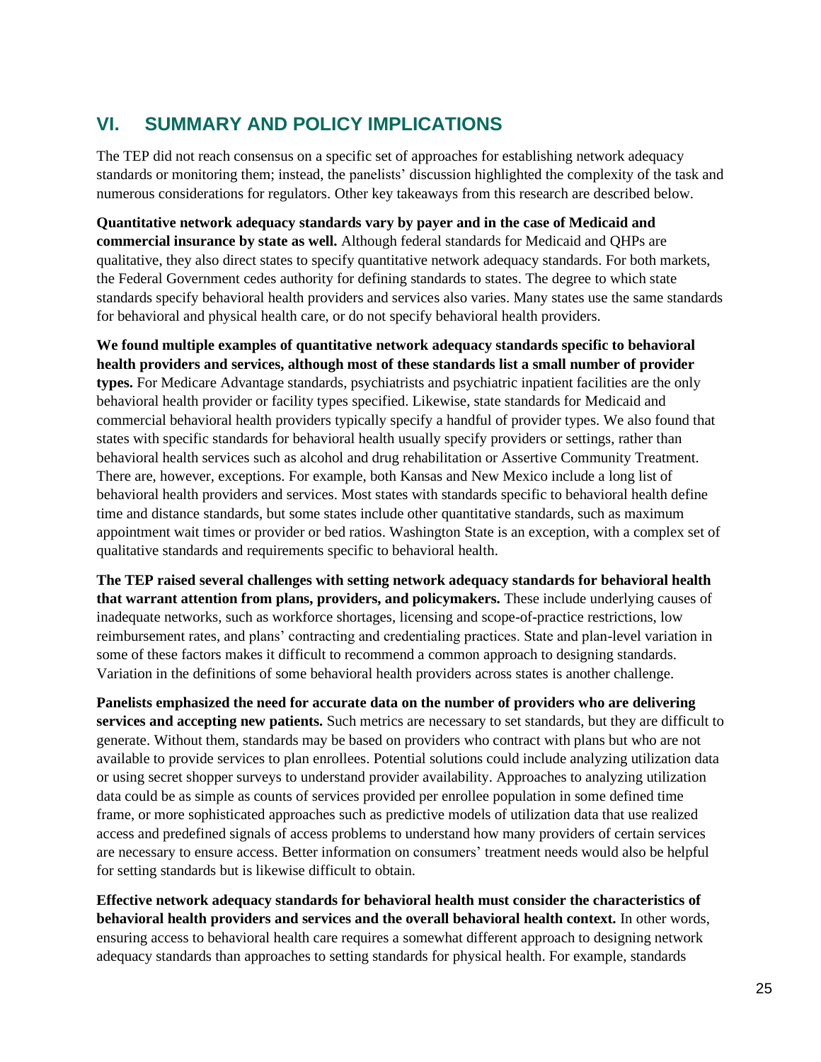## VI. SUMMARY AND POLICY IMPLICATIONS

The TEP did not reach consensus on a specific set of approaches for establishing network adequacy standards or monitoring them; instead, the panelists' discussion highlighted the complexity of the task and numerous considerations for regulators. Other key takeaways from this research are described below.

**Quantitative network adequacy standards vary by payer and in the case of Medicaid and commercial insurance by state as well.** Although federal standards for Medicaid and QHPs are qualitative, they also direct states to specify quantitative network adequacy standards. For both markets, the Federal Government cedes authority for defining standards to states. The degree to which state standards specify behavioral health providers and services also varies. Many states use the same standards for behavioral and physical health care, or do not specify behavioral health providers.

**We found multiple examples of quantitative network adequacy standards specific to behavioral health providers and services, although most of these standards list a small number of provider types.** For Medicare Advantage standards, psychiatrists and psychiatric inpatient facilities are the only behavioral health provider or facility types specified. Likewise, state standards for Medicaid and commercial behavioral health providers typically specify a handful of provider types. We also found that states with specific standards for behavioral health usually specify providers or settings, rather than behavioral health services such as alcohol and drug rehabilitation or Assertive Community Treatment. There are, however, exceptions. For example, both Kansas and New Mexico include a long list of behavioral health providers and services. Most states with standards specific to behavioral health define time and distance standards, but some states include other quantitative standards, such as maximum appointment wait times or provider or bed ratios. Washington State is an exception, with a complex set of qualitative standards and requirements specific to behavioral health.

**The TEP raised several challenges with setting network adequacy standards for behavioral health that warrant attention from plans, providers, and policymakers.** These include underlying causes of inadequate networks, such as workforce shortages, licensing and scope-of-practice restrictions, low reimbursement rates, and plans' contracting and credentialing practices. State and plan-level variation in some of these factors makes it difficult to recommend a common approach to designing standards. Variation in the definitions of some behavioral health providers across states is another challenge.

**Panelists emphasized the need for accurate data on the number of providers who are delivering services and accepting new patients.** Such metrics are necessary to set standards, but they are difficult to generate. Without them, standards may be based on providers who contract with plans but who are not available to provide services to plan enrollees. Potential solutions could include analyzing utilization data or using secret shopper surveys to understand provider availability. Approaches to analyzing utilization data could be as simple as counts of services provided per enrollee population in some defined time frame, or more sophisticated approaches such as predictive models of utilization data that use realized access and predefined signals of access problems to understand how many providers of certain services are necessary to ensure access. Better information on consumers' treatment needs would also be helpful for setting standards but is likewise difficult to obtain.

**Effective network adequacy standards for behavioral health must consider the characteristics of behavioral health providers and services and the overall behavioral health context.** In other words, ensuring access to behavioral health care requires a somewhat different approach to designing network adequacy standards than approaches to setting standards for physical health. For example, standards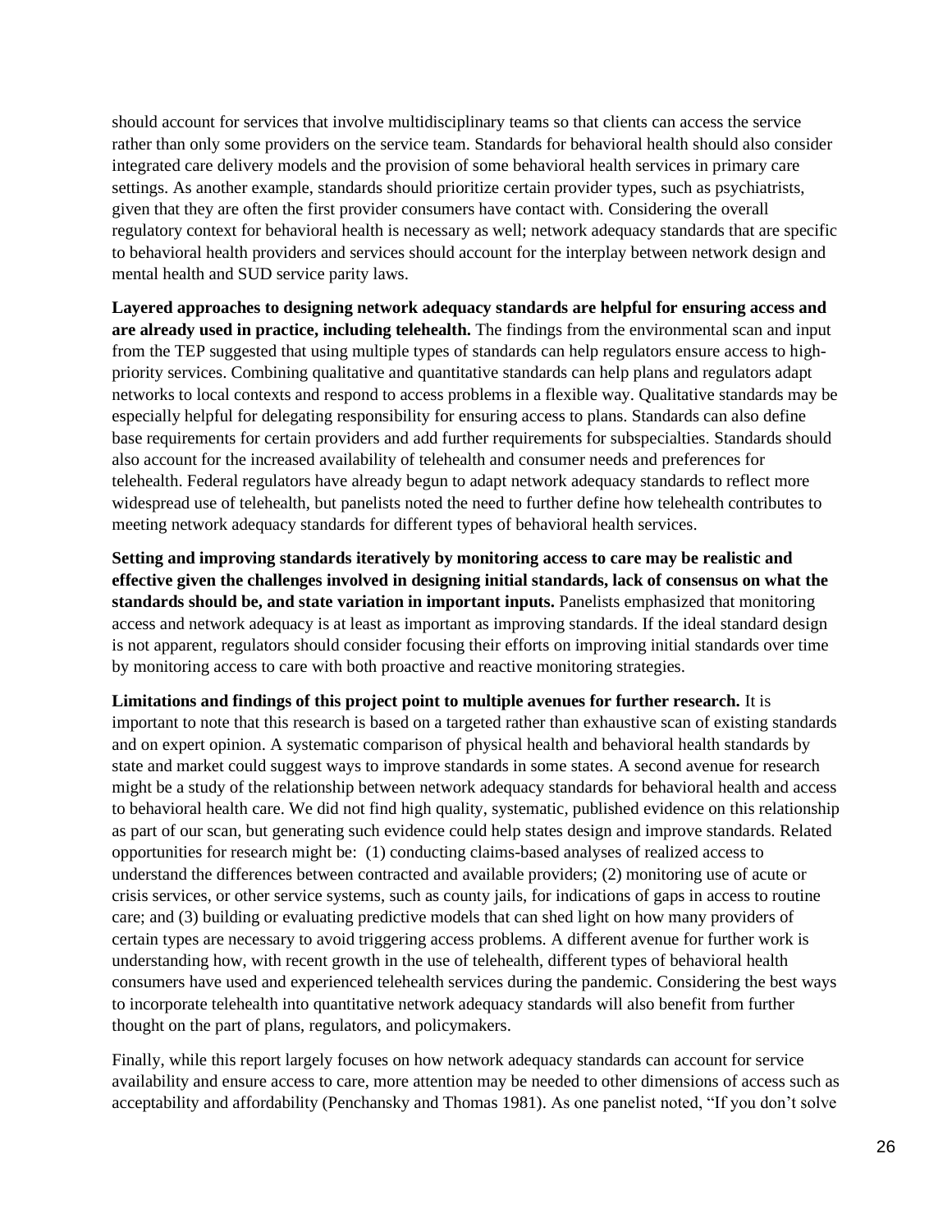should account for services that involve multidisciplinary teams so that clients can access the service rather than only some providers on the service team. Standards for behavioral health should also consider integrated care delivery models and the provision of some behavioral health services in primary care settings. As another example, standards should prioritize certain provider types, such as psychiatrists, given that they are often the first provider consumers have contact with. Considering the overall regulatory context for behavioral health is necessary as well; network adequacy standards that are specific to behavioral health providers and services should account for the interplay between network design and mental health and SUD service parity laws.

**Layered approaches to designing network adequacy standards are helpful for ensuring access and are already used in practice, including telehealth.** The findings from the environmental scan and input from the TEP suggested that using multiple types of standards can help regulators ensure access to high-priority services. Combining qualitative and quantitative standards can help plans and regulators adapt networks to local contexts and respond to access problems in a flexible way. Qualitative standards may be especially helpful for delegating responsibility for ensuring access to plans. Standards can also define base requirements for certain providers and add further requirements for subspecialties. Standards should also account for the increased availability of telehealth and consumer needs and preferences for telehealth. Federal regulators have already begun to adapt network adequacy standards to reflect more widespread use of telehealth, but panelists noted the need to further define how telehealth contributes to meeting network adequacy standards for different types of behavioral health services.

**Setting and improving standards iteratively by monitoring access to care may be realistic and effective given the challenges involved in designing initial standards, lack of consensus on what the standards should be, and state variation in important inputs.** Panelists emphasized that monitoring access and network adequacy is at least as important as improving standards. If the ideal standard design is not apparent, regulators should consider focusing their efforts on improving initial standards over time by monitoring access to care with both proactive and reactive monitoring strategies.

**Limitations and findings of this project point to multiple avenues for further research.** It is important to note that this research is based on a targeted rather than exhaustive scan of existing standards and on expert opinion. A systematic comparison of physical health and behavioral health standards by state and market could suggest ways to improve standards in some states. A second avenue for research might be a study of the relationship between network adequacy standards for behavioral health and access to behavioral health care. We did not find high quality, systematic, published evidence on this relationship as part of our scan, but generating such evidence could help states design and improve standards. Related opportunities for research might be: (1) conducting claims-based analyses of realized access to understand the differences between contracted and available providers; (2) monitoring use of acute or crisis services, or other service systems, such as county jails, for indications of gaps in access to routine care; and (3) building or evaluating predictive models that can shed light on how many providers of certain types are necessary to avoid triggering access problems. A different avenue for further work is understanding how, with recent growth in the use of telehealth, different types of behavioral health consumers have used and experienced telehealth services during the pandemic. Considering the best ways to incorporate telehealth into quantitative network adequacy standards will also benefit from further thought on the part of plans, regulators, and policymakers.

Finally, while this report largely focuses on how network adequacy standards can account for service availability and ensure access to care, more attention may be needed to other dimensions of access such as acceptability and affordability (Penchansky and Thomas 1981). As one panelist noted, "If you don't solve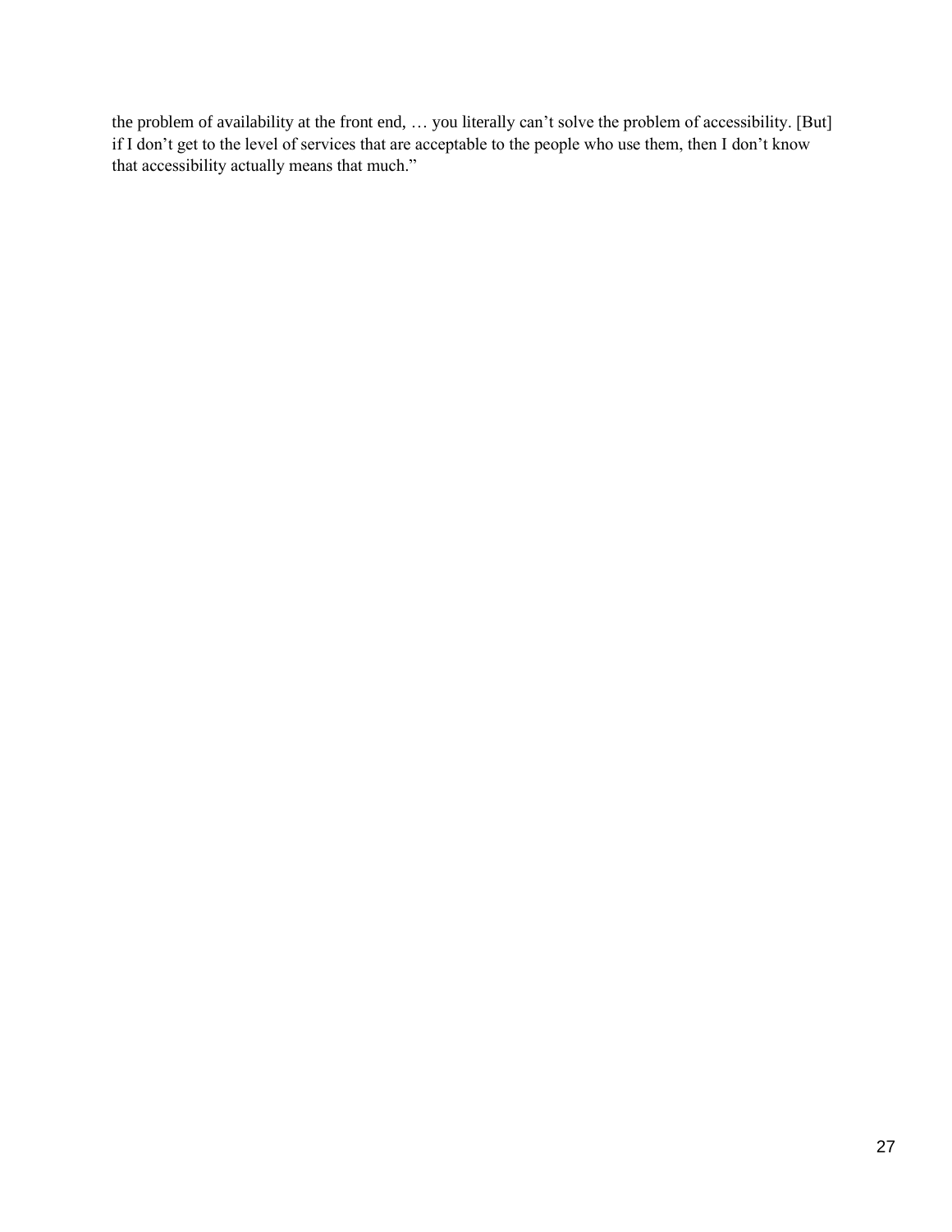the problem of availability at the front end, … you literally can't solve the problem of accessibility. [But] if I don't get to the level of services that are acceptable to the people who use them, then I don't know that accessibility actually means that much."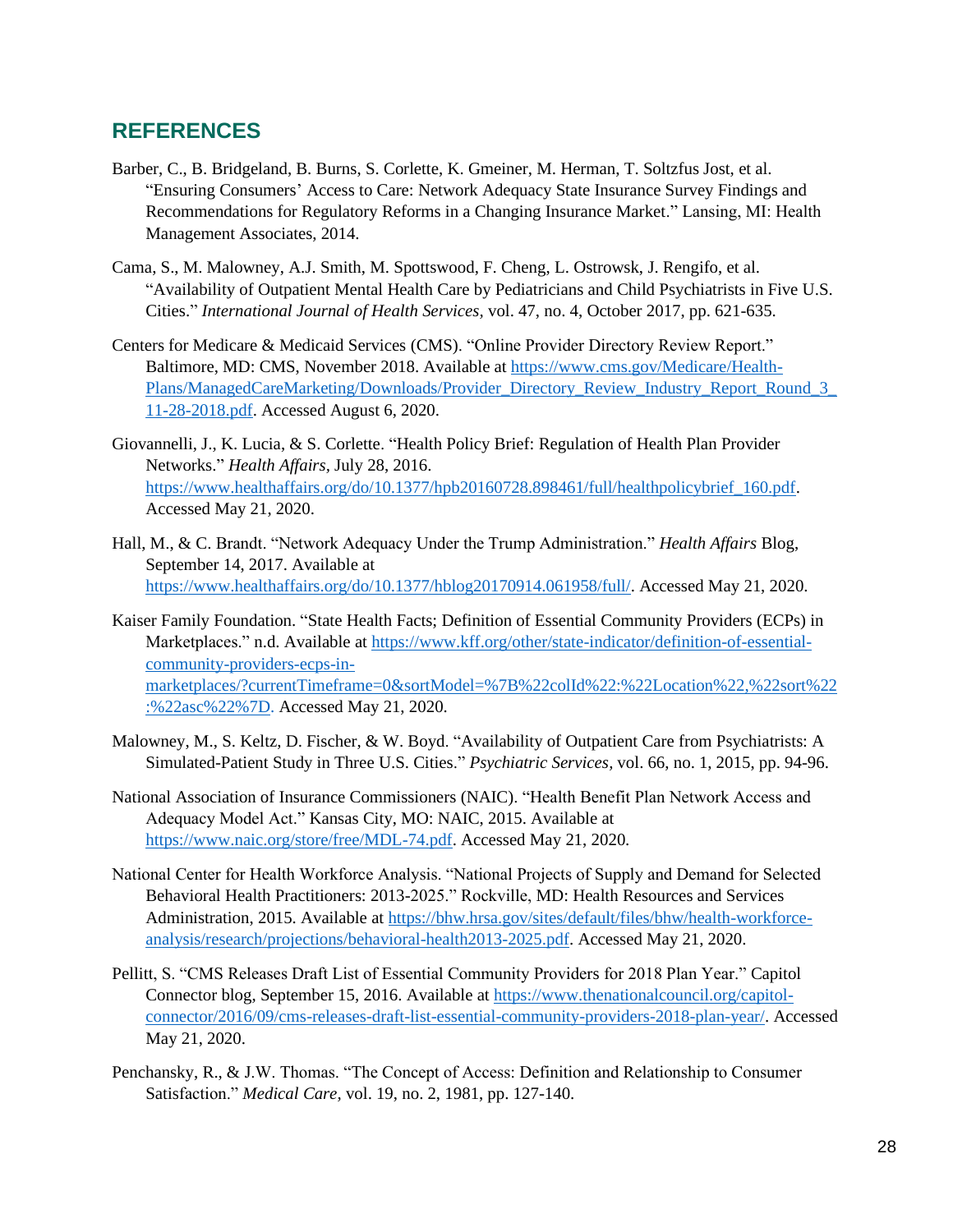## REFERENCES

Barber, C., B. Bridgeland, B. Burns, S. Corlette, K. Gmeiner, M. Herman, T. Soltzfus Jost, et al. "Ensuring Consumers' Access to Care: Network Adequacy State Insurance Survey Findings and Recommendations for Regulatory Reforms in a Changing Insurance Market." Lansing, MI: Health Management Associates, 2014.

Cama, S., M. Malowney, A.J. Smith, M. Spottswood, F. Cheng, L. Ostrowsk, J. Rengifo, et al. "Availability of Outpatient Mental Health Care by Pediatricians and Child Psychiatrists in Five U.S. Cities." *International Journal of Health Services*, vol. 47, no. 4, October 2017, pp. 621-635.

Centers for Medicare & Medicaid Services (CMS). "Online Provider Directory Review Report." Baltimore, MD: CMS, November 2018. Available at [https://www.cms.gov/Medicare/Health-Plans/ManagedCareMarketing/Downloads/Provider_Directory_Review_Industry_Report_Round_3_11-28-2018.pdf](https://www.cms.gov/Medicare/Health-Plans/ManagedCareMarketing/Downloads/Provider_Directory_Review_Industry_Report_Round_3_11-28-2018.pdf). Accessed August 6, 2020.

Giovannelli, J., K. Lucia, & S. Corlette. "Health Policy Brief: Regulation of Health Plan Provider Networks." *Health Affairs*, July 28, 2016. [https://www.healthaffairs.org/do/10.1377/hpb20160728.898461/full/healthpolicybrief_160.pdf](https://www.healthaffairs.org/do/10.1377/hpb20160728.898461/full/healthpolicybrief_160.pdf). Accessed May 21, 2020.

Hall, M., & C. Brandt. "Network Adequacy Under the Trump Administration." *Health Affairs* Blog, September 14, 2017. Available at [https://www.healthaffairs.org/do/10.1377/hblog20170914.061958/full/](https://www.healthaffairs.org/do/10.1377/hblog20170914.061958/full/). Accessed May 21, 2020.

Kaiser Family Foundation. "State Health Facts; Definition of Essential Community Providers (ECPs) in Marketplaces." n.d. Available at [https://www.kff.org/other/state-indicator/definition-of-essential-community-providers-ecps-in-marketplaces/?currentTimeframe=0&sortModel=%7B%22colId%22:%22Location%22,%22sort%22:%22asc%22%7D](https://www.kff.org/other/state-indicator/definition-of-essential-community-providers-ecps-in-marketplaces/?currentTimeframe=0&sortModel=%7B%22colId%22:%22Location%22,%22sort%22:%22asc%22%7D). Accessed May 21, 2020.

Malowney, M., S. Keltz, D. Fischer, & W. Boyd. "Availability of Outpatient Care from Psychiatrists: A Simulated-Patient Study in Three U.S. Cities." *Psychiatric Services*, vol. 66, no. 1, 2015, pp. 94-96.

National Association of Insurance Commissioners (NAIC). "Health Benefit Plan Network Access and Adequacy Model Act." Kansas City, MO: NAIC, 2015. Available at [https://www.naic.org/store/free/MDL-74.pdf](https://www.naic.org/store/free/MDL-74.pdf). Accessed May 21, 2020.

National Center for Health Workforce Analysis. "National Projects of Supply and Demand for Selected Behavioral Health Practitioners: 2013-2025." Rockville, MD: Health Resources and Services Administration, 2015. Available at [https://bhw.hrsa.gov/sites/default/files/bhw/health-workforce-analysis/research/projections/behavioral-health2013-2025.pdf](https://bhw.hrsa.gov/sites/default/files/bhw/health-workforce-analysis/research/projections/behavioral-health2013-2025.pdf). Accessed May 21, 2020.

Pellitt, S. "CMS Releases Draft List of Essential Community Providers for 2018 Plan Year." Capitol Connector blog, September 15, 2016. Available at [https://www.thenationalcouncil.org/capitol-connector/2016/09/cms-releases-draft-list-essential-community-providers-2018-plan-year/](https://www.thenationalcouncil.org/capitol-connector/2016/09/cms-releases-draft-list-essential-community-providers-2018-plan-year/). Accessed May 21, 2020.

Penchansky, R., & J.W. Thomas. "The Concept of Access: Definition and Relationship to Consumer Satisfaction." *Medical Care*, vol. 19, no. 2, 1981, pp. 127-140.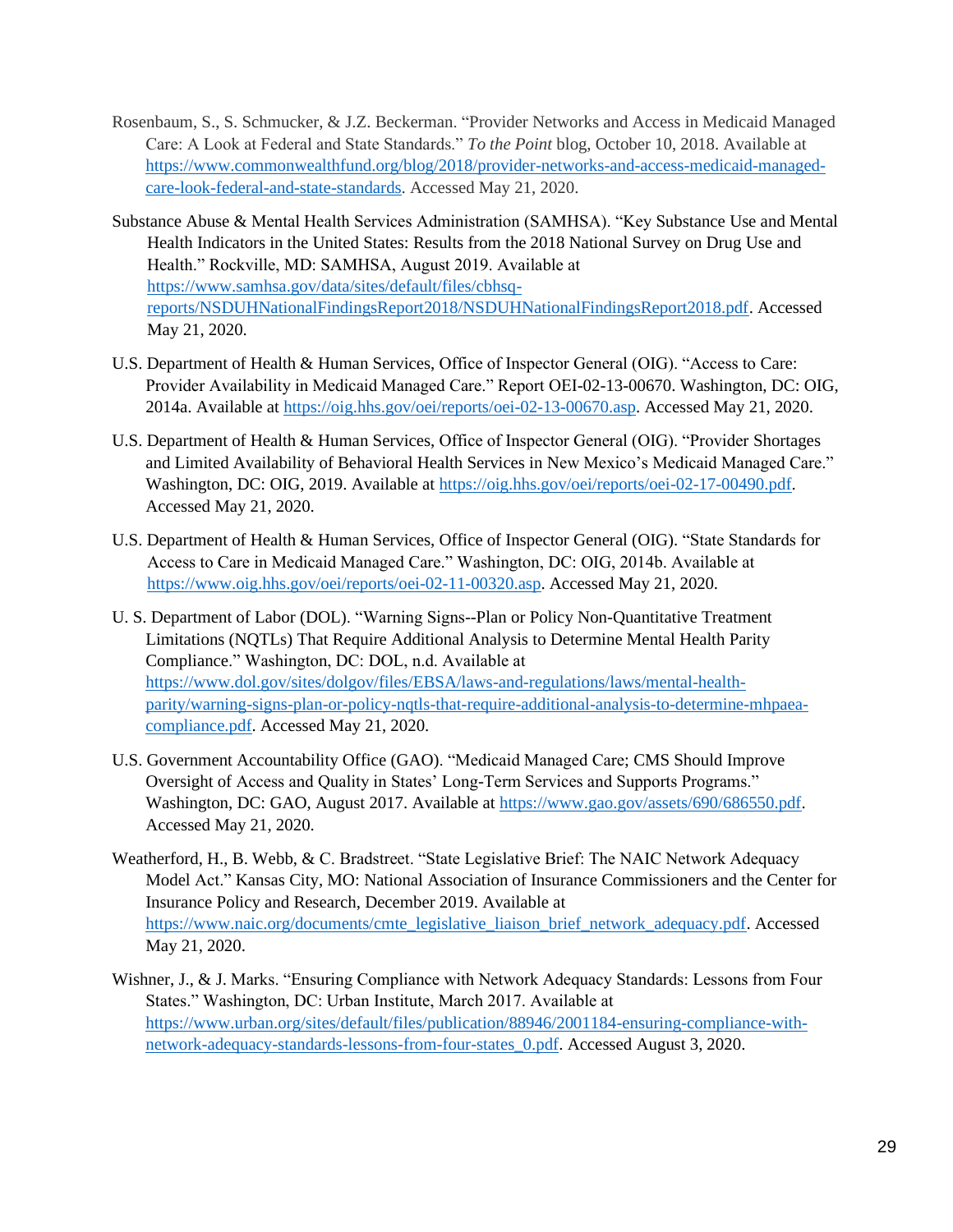Rosenbaum, S., S. Schmucker, & J.Z. Beckerman. "Provider Networks and Access in Medicaid Managed Care: A Look at Federal and State Standards." *To the Point* blog, October 10, 2018. Available at https://www.commonwealthfund.org/blog/2018/provider-networks-and-access-medicaid-managed-care-look-federal-and-state-standards. Accessed May 21, 2020.

Substance Abuse & Mental Health Services Administration (SAMHSA). "Key Substance Use and Mental Health Indicators in the United States: Results from the 2018 National Survey on Drug Use and Health." Rockville, MD: SAMHSA, August 2019. Available at https://www.samhsa.gov/data/sites/default/files/cbhsq-reports/NSDUHNationalFindingsReport2018/NSDUHNationalFindingsReport2018.pdf. Accessed May 21, 2020.

U.S. Department of Health & Human Services, Office of Inspector General (OIG). "Access to Care: Provider Availability in Medicaid Managed Care." Report OEI-02-13-00670. Washington, DC: OIG, 2014a. Available at https://oig.hhs.gov/oei/reports/oei-02-13-00670.asp. Accessed May 21, 2020.

U.S. Department of Health & Human Services, Office of Inspector General (OIG). "Provider Shortages and Limited Availability of Behavioral Health Services in New Mexico's Medicaid Managed Care." Washington, DC: OIG, 2019. Available at https://oig.hhs.gov/oei/reports/oei-02-17-00490.pdf. Accessed May 21, 2020.

U.S. Department of Health & Human Services, Office of Inspector General (OIG). "State Standards for Access to Care in Medicaid Managed Care." Washington, DC: OIG, 2014b. Available at https://www.oig.hhs.gov/oei/reports/oei-02-11-00320.asp. Accessed May 21, 2020.

U. S. Department of Labor (DOL). "Warning Signs--Plan or Policy Non-Quantitative Treatment Limitations (NQTLs) That Require Additional Analysis to Determine Mental Health Parity Compliance." Washington, DC: DOL, n.d. Available at https://www.dol.gov/sites/dolgov/files/EBSA/laws-and-regulations/laws/mental-health-parity/warning-signs-plan-or-policy-nqtls-that-require-additional-analysis-to-determine-mhpaea-compliance.pdf. Accessed May 21, 2020.

U.S. Government Accountability Office (GAO). "Medicaid Managed Care; CMS Should Improve Oversight of Access and Quality in States' Long-Term Services and Supports Programs." Washington, DC: GAO, August 2017. Available at https://www.gao.gov/assets/690/686550.pdf. Accessed May 21, 2020.

Weatherford, H., B. Webb, & C. Bradstreet. "State Legislative Brief: The NAIC Network Adequacy Model Act." Kansas City, MO: National Association of Insurance Commissioners and the Center for Insurance Policy and Research, December 2019. Available at https://www.naic.org/documents/cmte_legislative_liaison_brief_network_adequacy.pdf. Accessed May 21, 2020.

Wishner, J., & J. Marks. "Ensuring Compliance with Network Adequacy Standards: Lessons from Four States." Washington, DC: Urban Institute, March 2017. Available at https://www.urban.org/sites/default/files/publication/88946/2001184-ensuring-compliance-with-network-adequacy-standards-lessons-from-four-states_0.pdf. Accessed August 3, 2020.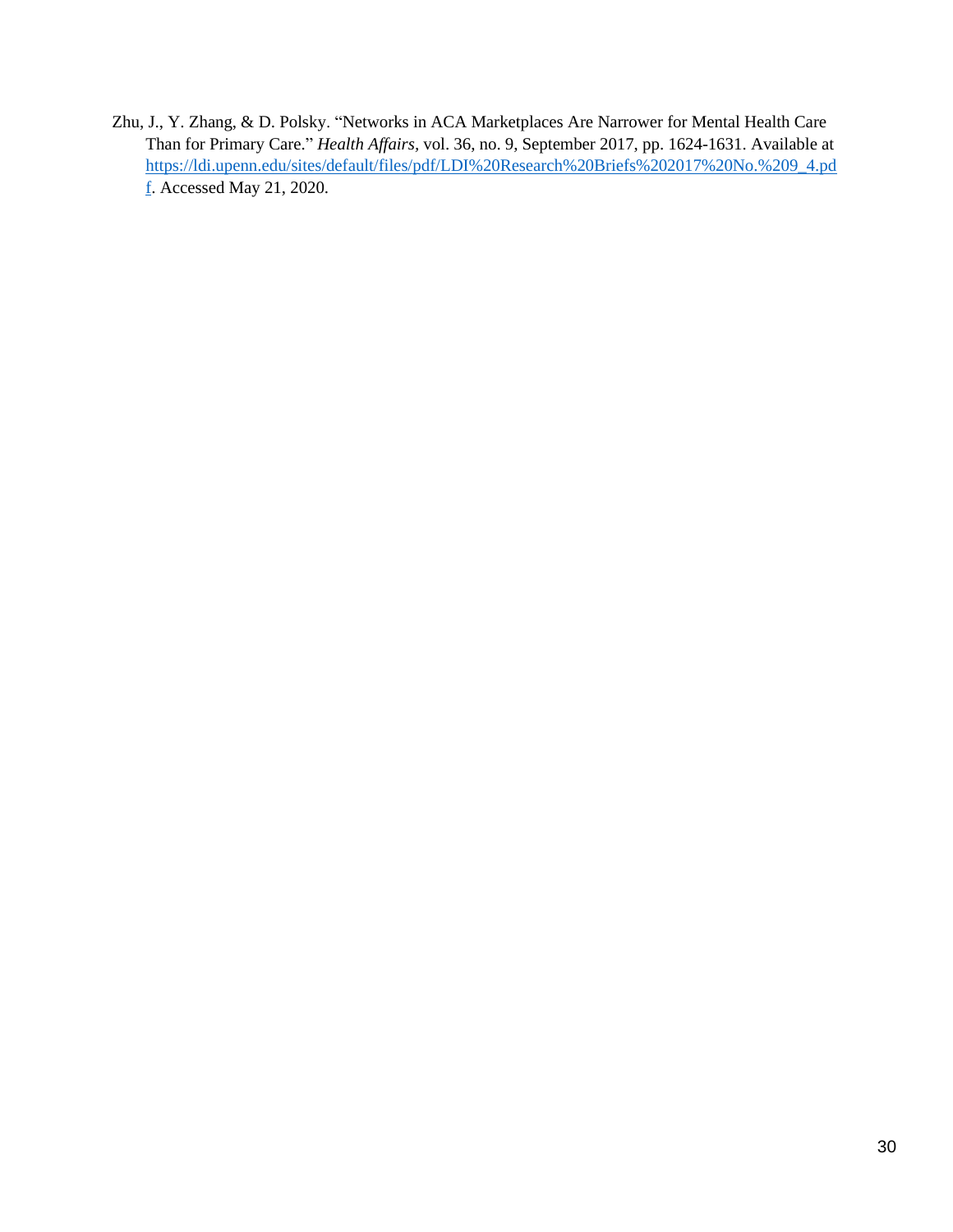Zhu, J., Y. Zhang, & D. Polsky. "Networks in ACA Marketplaces Are Narrower for Mental Health Care Than for Primary Care." *Health Affairs*, vol. 36, no. 9, September 2017, pp. 1624-1631. Available at [https://ldi.upenn.edu/sites/default/files/pdf/LDI%20Research%20Briefs%202017%20No.%209_4.pdf](https://ldi.upenn.edu/sites/default/files/pdf/LDI%20Research%20Briefs%202017%20No.%209_4.pdf). Accessed May 21, 2020.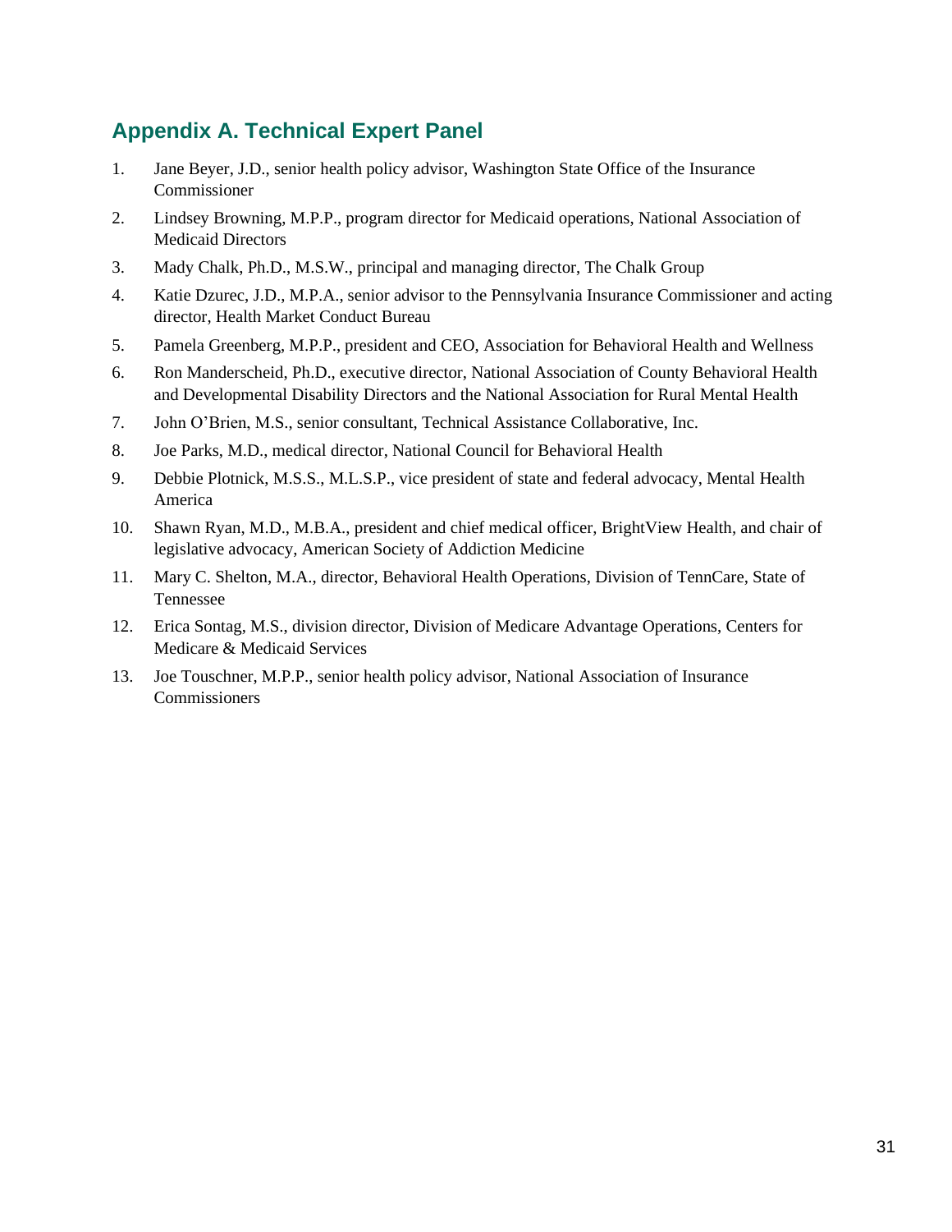## Appendix A. Technical Expert Panel

1. Jane Beyer, J.D., senior health policy advisor, Washington State Office of the Insurance Commissioner
2. Lindsey Browning, M.P.P., program director for Medicaid operations, National Association of Medicaid Directors
3. Mady Chalk, Ph.D., M.S.W., principal and managing director, The Chalk Group
4. Katie Dzurec, J.D., M.P.A., senior advisor to the Pennsylvania Insurance Commissioner and acting director, Health Market Conduct Bureau
5. Pamela Greenberg, M.P.P., president and CEO, Association for Behavioral Health and Wellness
6. Ron Manderscheid, Ph.D., executive director, National Association of County Behavioral Health and Developmental Disability Directors and the National Association for Rural Mental Health
7. John O'Brien, M.S., senior consultant, Technical Assistance Collaborative, Inc.
8. Joe Parks, M.D., medical director, National Council for Behavioral Health
9. Debbie Plotnick, M.S.S., M.L.S.P., vice president of state and federal advocacy, Mental Health America
10. Shawn Ryan, M.D., M.B.A., president and chief medical officer, BrightView Health, and chair of legislative advocacy, American Society of Addiction Medicine
11. Mary C. Shelton, M.A., director, Behavioral Health Operations, Division of TennCare, State of Tennessee
12. Erica Sontag, M.S., division director, Division of Medicare Advantage Operations, Centers for Medicare & Medicaid Services
13. Joe Touschner, M.P.P., senior health policy advisor, National Association of Insurance Commissioners